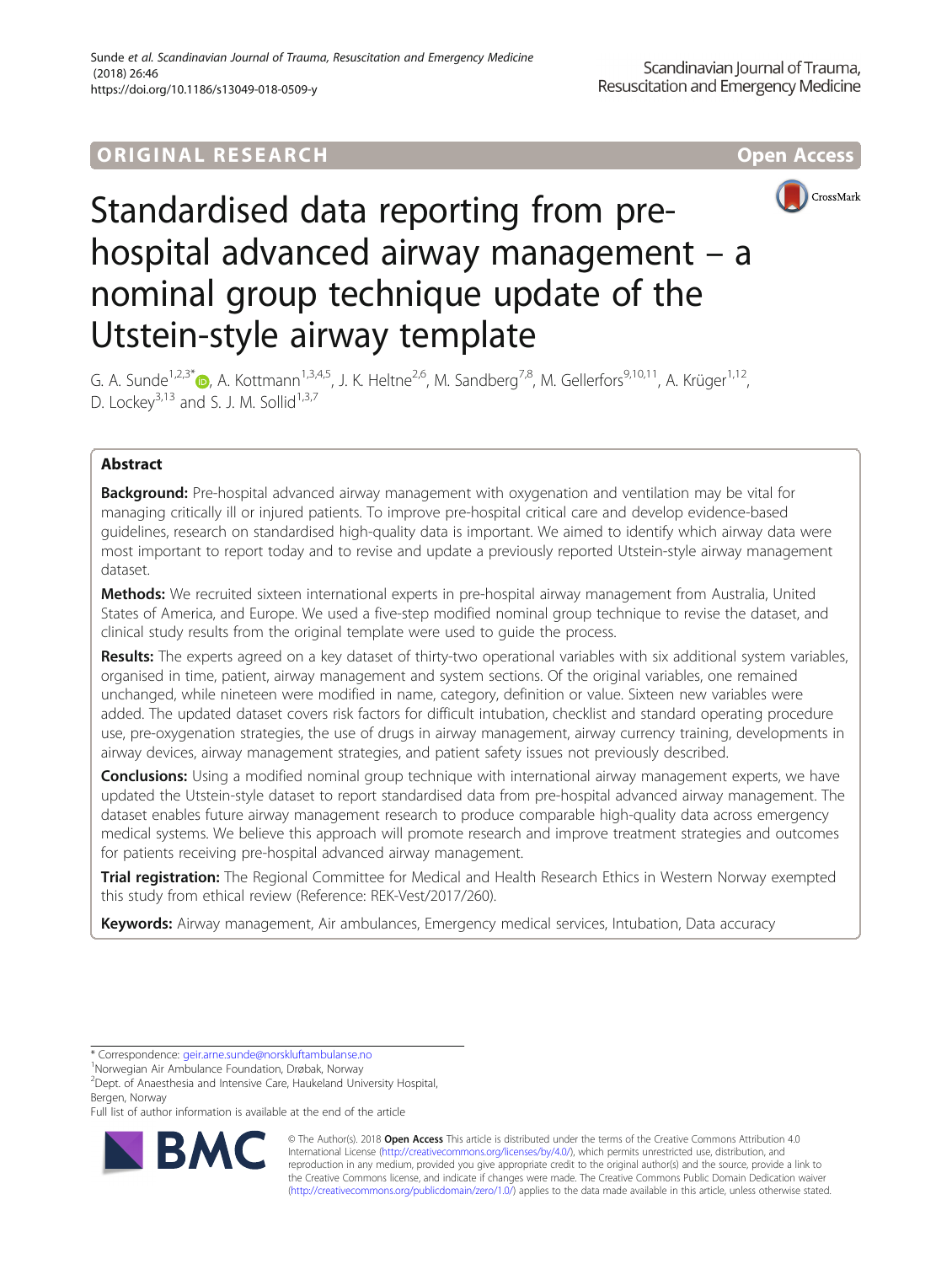ORIGINAL RESEARCH

Open Access

# Standardised data reporting from pre-hospital advanced airway management – a nominal group technique update of the Utstein-style airway template

G. A. Sunde[1,2,3*], A. Kottmann[1,3,4,5], J. K. Heltne[2,6], M. Sandberg[7,8], M. Gellerfors[9,10,11], A. Krüger[1,12], D. Lockey[3,13] and S. J. M. Sollid[1,3,7]

## Abstract

**Background:** Pre-hospital advanced airway management with oxygenation and ventilation may be vital for managing critically ill or injured patients. To improve pre-hospital critical care and develop evidence-based guidelines, research on standardised high-quality data is important. We aimed to identify which airway data were most important to report today and to revise and update a previously reported Utstein-style airway management dataset.

**Methods:** We recruited sixteen international experts in pre-hospital airway management from Australia, United States of America, and Europe. We used a five-step modified nominal group technique to revise the dataset, and clinical study results from the original template were used to guide the process.

**Results:** The experts agreed on a key dataset of thirty-two operational variables with six additional system variables, organised in time, patient, airway management and system sections. Of the original variables, one remained unchanged, while nineteen were modified in name, category, definition or value. Sixteen new variables were added. The updated dataset covers risk factors for difficult intubation, checklist and standard operating procedure use, pre-oxygenation strategies, the use of drugs in airway management, airway currency training, developments in airway devices, airway management strategies, and patient safety issues not previously described.

**Conclusions:** Using a modified nominal group technique with international airway management experts, we have updated the Utstein-style dataset to report standardised data from pre-hospital advanced airway management. The dataset enables future airway management research to produce comparable high-quality data across emergency medical systems. We believe this approach will promote research and improve treatment strategies and outcomes for patients receiving pre-hospital advanced airway management.

**Trial registration:** The Regional Committee for Medical and Health Research Ethics in Western Norway exempted this study from ethical review (Reference: REK-Vest/2017/260).

**Keywords:** Airway management, Air ambulances, Emergency medical services, Intubation, Data accuracy

\* Correspondence: geir.arne.sunde@norskluftambulanse.no
[1]Norwegian Air Ambulance Foundation, Drøbak, Norway
[2]Dept. of Anaesthesia and Intensive Care, Haukeland University Hospital, Bergen, Norway
Full list of author information is available at the end of the article

© The Author(s). 2018 **Open Access** This article is distributed under the terms of the Creative Commons Attribution 4.0 International License (http://creativecommons.org/licenses/by/4.0/), which permits unrestricted use, distribution, and reproduction in any medium, provided you give appropriate credit to the original author(s) and the source, provide a link to the Creative Commons license, and indicate if changes were made. The Creative Commons Public Domain Dedication waiver (http://creativecommons.org/publicdomain/zero/1.0/) applies to the data made available in this article, unless otherwise stated.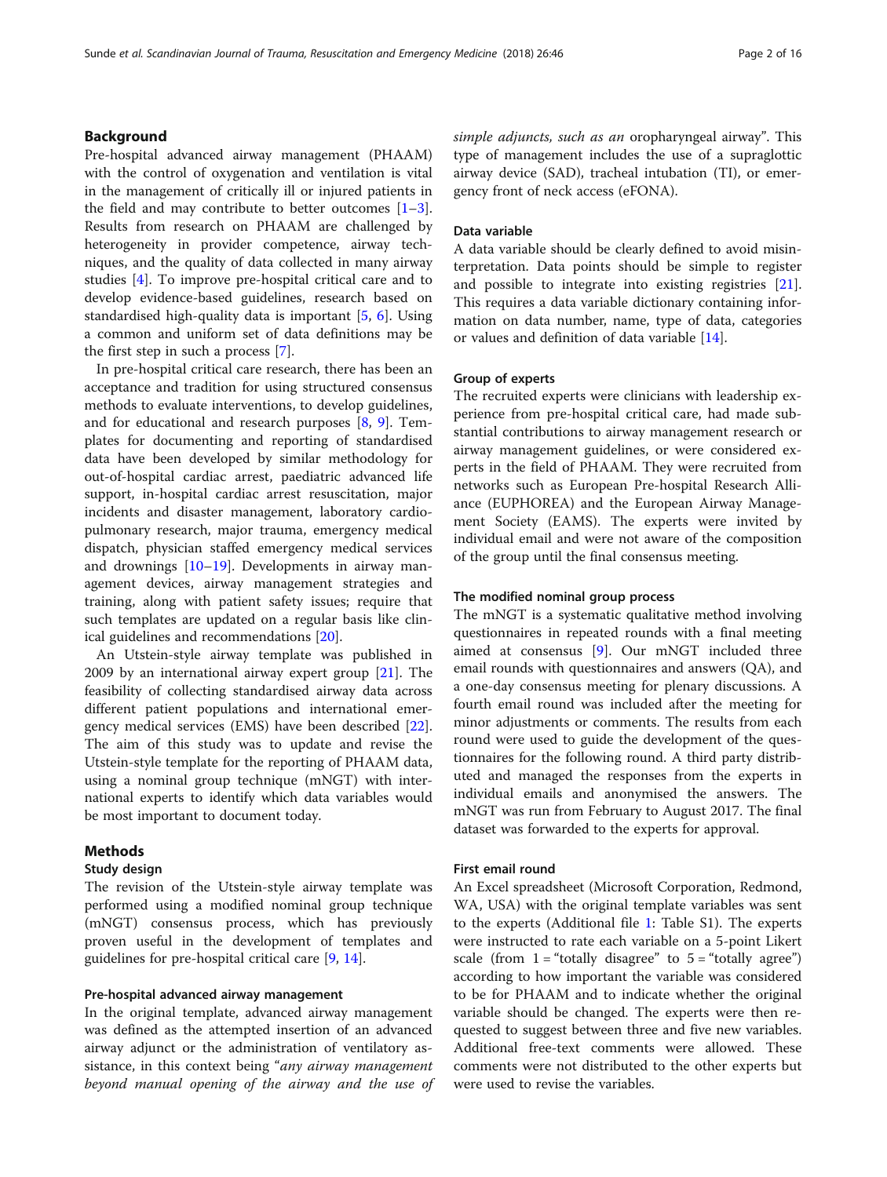## Background

Pre-hospital advanced airway management (PHAAM) with the control of oxygenation and ventilation is vital in the management of critically ill or injured patients in the field and may contribute to better outcomes [1–3]. Results from research on PHAAM are challenged by heterogeneity in provider competence, airway techniques, and the quality of data collected in many airway studies [4]. To improve pre-hospital critical care and to develop evidence-based guidelines, research based on standardised high-quality data is important [5, 6]. Using a common and uniform set of data definitions may be the first step in such a process [7].

In pre-hospital critical care research, there has been an acceptance and tradition for using structured consensus methods to evaluate interventions, to develop guidelines, and for educational and research purposes [8, 9]. Templates for documenting and reporting of standardised data have been developed by similar methodology for out-of-hospital cardiac arrest, paediatric advanced life support, in-hospital cardiac arrest resuscitation, major incidents and disaster management, laboratory cardiopulmonary research, major trauma, emergency medical dispatch, physician staffed emergency medical services and drownings [10–19]. Developments in airway management devices, airway management strategies and training, along with patient safety issues; require that such templates are updated on a regular basis like clinical guidelines and recommendations [20].

An Utstein-style airway template was published in 2009 by an international airway expert group [21]. The feasibility of collecting standardised airway data across different patient populations and international emergency medical services (EMS) have been described [22]. The aim of this study was to update and revise the Utstein-style template for the reporting of PHAAM data, using a nominal group technique (mNGT) with international experts to identify which data variables would be most important to document today.

## Methods

### Study design

The revision of the Utstein-style airway template was performed using a modified nominal group technique (mNGT) consensus process, which has previously proven useful in the development of templates and guidelines for pre-hospital critical care [9, 14].

### Pre-hospital advanced airway management

In the original template, advanced airway management was defined as the attempted insertion of an advanced airway adjunct or the administration of ventilatory assistance, in this context being "*any airway management beyond manual opening of the airway and the use of simple adjuncts, such as an* oropharyngeal airway". This type of management includes the use of a supraglottic airway device (SAD), tracheal intubation (TI), or emergency front of neck access (eFONA).

### Data variable

A data variable should be clearly defined to avoid misinterpretation. Data points should be simple to register and possible to integrate into existing registries [21]. This requires a data variable dictionary containing information on data number, name, type of data, categories or values and definition of data variable [14].

### Group of experts

The recruited experts were clinicians with leadership experience from pre-hospital critical care, had made substantial contributions to airway management research or airway management guidelines, or were considered experts in the field of PHAAM. They were recruited from networks such as European Pre-hospital Research Alliance (EUPHOREA) and the European Airway Management Society (EAMS). The experts were invited by individual email and were not aware of the composition of the group until the final consensus meeting.

### The modified nominal group process

The mNGT is a systematic qualitative method involving questionnaires in repeated rounds with a final meeting aimed at consensus [9]. Our mNGT included three email rounds with questionnaires and answers (QA), and a one-day consensus meeting for plenary discussions. A fourth email round was included after the meeting for minor adjustments or comments. The results from each round were used to guide the development of the questionnaires for the following round. A third party distributed and managed the responses from the experts in individual emails and anonymised the answers. The mNGT was run from February to August 2017. The final dataset was forwarded to the experts for approval.

### First email round

An Excel spreadsheet (Microsoft Corporation, Redmond, WA, USA) with the original template variables was sent to the experts (Additional file 1: Table S1). The experts were instructed to rate each variable on a 5-point Likert scale (from 1 = "totally disagree" to 5 = "totally agree") according to how important the variable was considered to be for PHAAM and to indicate whether the original variable should be changed. The experts were then requested to suggest between three and five new variables. Additional free-text comments were allowed. These comments were not distributed to the other experts but were used to revise the variables.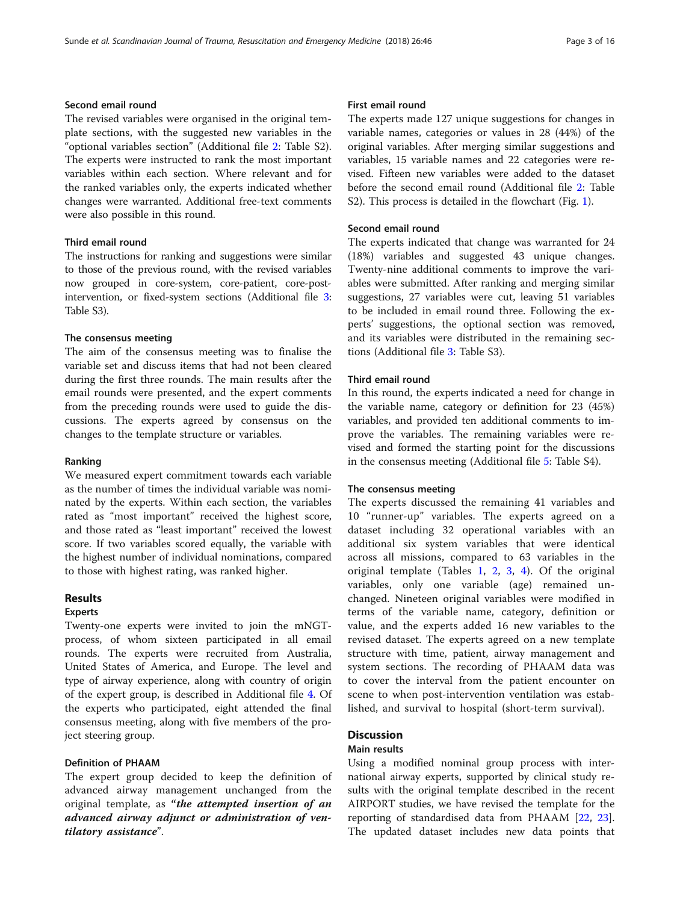### Second email round

The revised variables were organised in the original template sections, with the suggested new variables in the "optional variables section" (Additional file 2: Table S2). The experts were instructed to rank the most important variables within each section. Where relevant and for the ranked variables only, the experts indicated whether changes were warranted. Additional free-text comments were also possible in this round.

### Third email round

The instructions for ranking and suggestions were similar to those of the previous round, with the revised variables now grouped in core-system, core-patient, core-post-intervention, or fixed-system sections (Additional file 3: Table S3).

### The consensus meeting

The aim of the consensus meeting was to finalise the variable set and discuss items that had not been cleared during the first three rounds. The main results after the email rounds were presented, and the expert comments from the preceding rounds were used to guide the discussions. The experts agreed by consensus on the changes to the template structure or variables.

### Ranking

We measured expert commitment towards each variable as the number of times the individual variable was nominated by the experts. Within each section, the variables rated as "most important" received the highest score, and those rated as "least important" received the lowest score. If two variables scored equally, the variable with the highest number of individual nominations, compared to those with highest rating, was ranked higher.

## Results

### Experts

Twenty-one experts were invited to join the mNGT-process, of whom sixteen participated in all email rounds. The experts were recruited from Australia, United States of America, and Europe. The level and type of airway experience, along with country of origin of the expert group, is described in Additional file 4. Of the experts who participated, eight attended the final consensus meeting, along with five members of the project steering group.

### Definition of PHAAM

The expert group decided to keep the definition of advanced airway management unchanged from the original template, as ***"the attempted insertion of an advanced airway adjunct or administration of ventilatory assistance"***.

### First email round

The experts made 127 unique suggestions for changes in variable names, categories or values in 28 (44%) of the original variables. After merging similar suggestions and variables, 15 variable names and 22 categories were revised. Fifteen new variables were added to the dataset before the second email round (Additional file 2: Table S2). This process is detailed in the flowchart (Fig. 1).

### Second email round

The experts indicated that change was warranted for 24 (18%) variables and suggested 43 unique changes. Twenty-nine additional comments to improve the variables were submitted. After ranking and merging similar suggestions, 27 variables were cut, leaving 51 variables to be included in email round three. Following the experts' suggestions, the optional section was removed, and its variables were distributed in the remaining sections (Additional file 3: Table S3).

### Third email round

In this round, the experts indicated a need for change in the variable name, category or definition for 23 (45%) variables, and provided ten additional comments to improve the variables. The remaining variables were revised and formed the starting point for the discussions in the consensus meeting (Additional file 5: Table S4).

### The consensus meeting

The experts discussed the remaining 41 variables and 10 "runner-up" variables. The experts agreed on a dataset including 32 operational variables with an additional six system variables that were identical across all missions, compared to 63 variables in the original template (Tables 1, 2, 3, 4). Of the original variables, only one variable (age) remained unchanged. Nineteen original variables were modified in terms of the variable name, category, definition or value, and the experts added 16 new variables to the revised dataset. The experts agreed on a new template structure with time, patient, airway management and system sections. The recording of PHAAM data was to cover the interval from the patient encounter on scene to when post-intervention ventilation was established, and survival to hospital (short-term survival).

## Discussion

### Main results

Using a modified nominal group process with international airway experts, supported by clinical study results with the original template described in the recent AIRPORT studies, we have revised the template for the reporting of standardised data from PHAAM [22, 23]. The updated dataset includes new data points that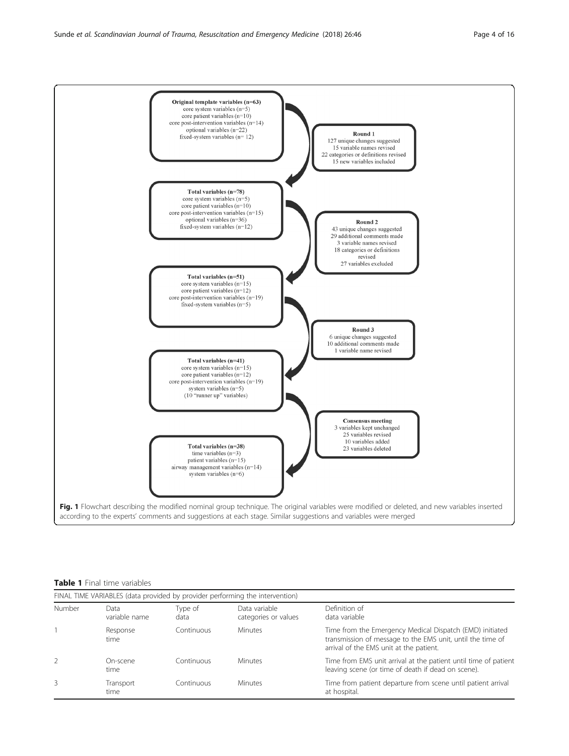**Original template variables (n=63)**
core system variables (n=5)
core patient variables (n=10)
core post-intervention variables (n=14)
optional variables (n=22)
fixed-system variables (n= 12)

**Round 1**
127 unique changes suggested
15 variable names revised
22 categories or definitions revised
15 new variables included

**Total variables (n=78)**
core system variables (n=5)
core patient variables (n=10)
core post-intervention variables (n=15)
optional variables (n=36)
fixed-system variables (n=12)

**Round 2**
43 unique changes suggested
29 additional comments made
3 variable names revised
18 categories or definitions revised
27 variables excluded

**Total variables (n=51)**
core system variables (n=15)
core patient variables (n=12)
core post-intervention variables (n=19)
fixed-system variables (n=5)

**Round 3**
6 unique changes suggested
10 additional comments made
1 variable name revised

**Total variables (n=41)**
core system variables (n=15)
core patient variables (n=12)
core post-intervention variables (n=19)
system variables (n=5)
(10 "runner up" variables)

**Consensus meeting**
3 variables kept unchanged
25 variables revised
10 variables added
23 variables deleted

**Total variables (n=38)**
time variables (n=3)
patient variables (n=15)
airway management variables (n=14)
system variables (n=6)

**Fig. 1** Flowchart describing the modified nominal group technique. The original variables were modified or deleted, and new variables inserted according to the experts' comments and suggestions at each stage. Similar suggestions and variables were merged

**Table 1** Final time variables

| FINAL TIME VARIABLES (data provided by provider performing the intervention) | | | | |
|---|---|---|---|---|
| Number | Data variable name | Type of data | Data variable categories or values | Definition of data variable |
| 1 | Response time | Continuous | Minutes | Time from the Emergency Medical Dispatch (EMD) initiated transmission of message to the EMS unit, until the time of arrival of the EMS unit at the patient. |
| 2 | On-scene time | Continuous | Minutes | Time from EMS unit arrival at the patient until time of patient leaving scene (or time of death if dead on scene). |
| 3 | Transport time | Continuous | Minutes | Time from patient departure from scene until patient arrival at hospital. |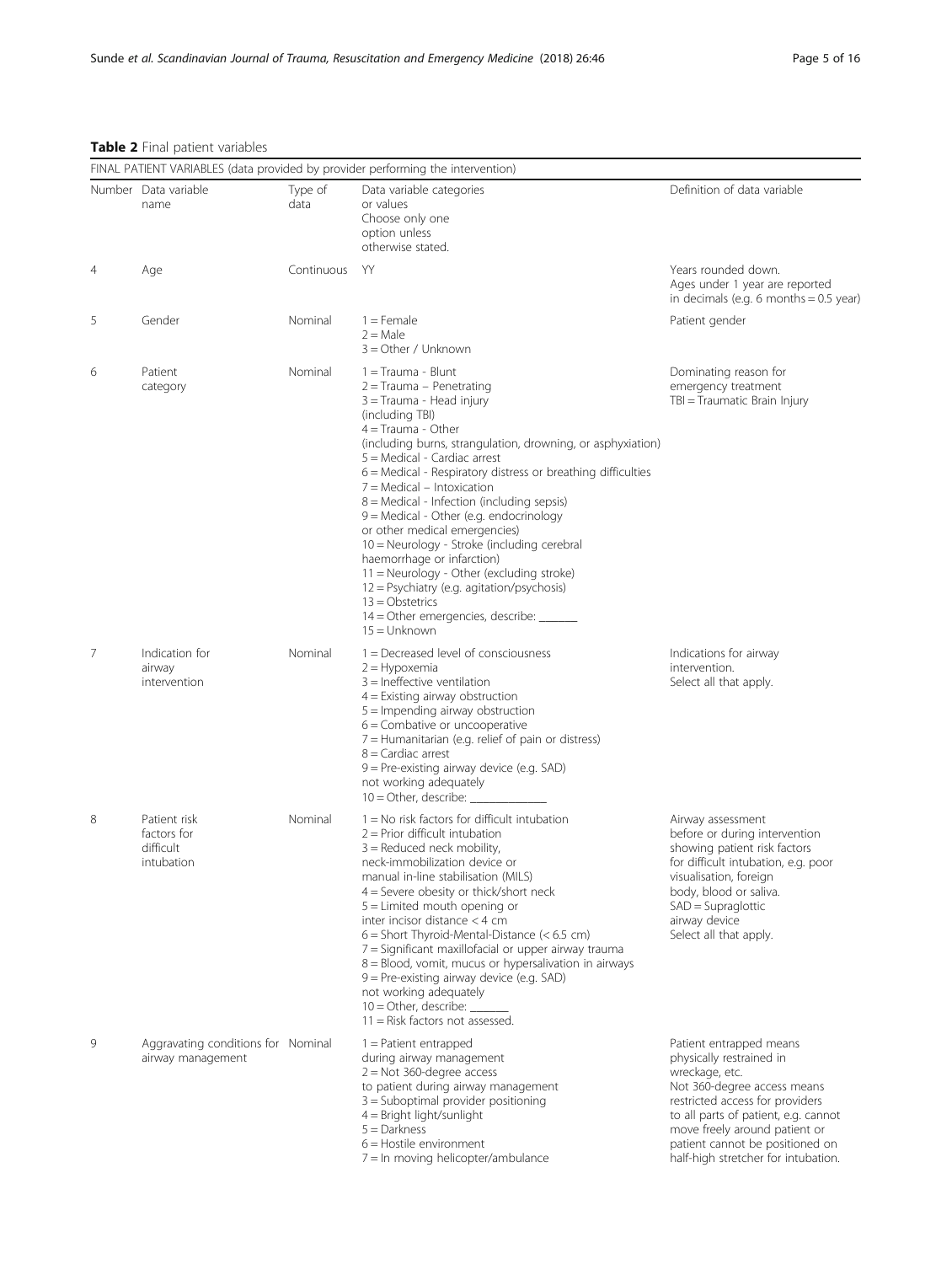**Table 2** Final patient variables

| FINAL PATIENT VARIABLES (data provided by provider performing the intervention) | | | | |
|---|---|---|---|---|
| Number | Data variable name | Type of data | Data variable categories or values Choose only one option unless otherwise stated. | Definition of data variable |
| 4 | Age | Continuous | YY | Years rounded down. Ages under 1 year are reported in decimals (e.g. 6 months = 0.5 year) |
| 5 | Gender | Nominal | 1 = Female<br>2 = Male<br>3 = Other / Unknown | Patient gender |
| 6 | Patient category | Nominal | 1 = Trauma - Blunt<br>2 = Trauma – Penetrating<br>3 = Trauma - Head injury (including TBI)<br>4 = Trauma - Other (including burns, strangulation, drowning, or asphyxiation)<br>5 = Medical - Cardiac arrest<br>6 = Medical - Respiratory distress or breathing difficulties<br>7 = Medical – Intoxication<br>8 = Medical - Infection (including sepsis)<br>9 = Medical - Other (e.g. endocrinology or other medical emergencies)<br>10 = Neurology - Stroke (including cerebral haemorrhage or infarction)<br>11 = Neurology - Other (excluding stroke)<br>12 = Psychiatry (e.g. agitation/psychosis)<br>13 = Obstetrics<br>14 = Other emergencies, describe: _______<br>15 = Unknown | Dominating reason for emergency treatment<br>TBI = Traumatic Brain Injury |
| 7 | Indication for airway intervention | Nominal | 1 = Decreased level of consciousness<br>2 = Hypoxemia<br>3 = Ineffective ventilation<br>4 = Existing airway obstruction<br>5 = Impending airway obstruction<br>6 = Combative or uncooperative<br>7 = Humanitarian (e.g. relief of pain or distress)<br>8 = Cardiac arrest<br>9 = Pre-existing airway device (e.g. SAD) not working adequately<br>10 = Other, describe: _____________ | Indications for airway intervention.<br>Select all that apply. |
| 8 | Patient risk factors for difficult intubation | Nominal | 1 = No risk factors for difficult intubation<br>2 = Prior difficult intubation<br>3 = Reduced neck mobility, neck-immobilization device or manual in-line stabilisation (MILS)<br>4 = Severe obesity or thick/short neck<br>5 = Limited mouth opening or inter incisor distance < 4 cm<br>6 = Short Thyroid-Mental-Distance (< 6.5 cm)<br>7 = Significant maxillofacial or upper airway trauma<br>8 = Blood, vomit, mucus or hypersalivation in airways<br>9 = Pre-existing airway device (e.g. SAD) not working adequately<br>10 = Other, describe: _______<br>11 = Risk factors not assessed. | Airway assessment before or during intervention showing patient risk factors for difficult intubation, e.g. poor visualisation, foreign body, blood or saliva.<br>SAD = Supraglottic airway device<br>Select all that apply. |
| 9 | Aggravating conditions for airway management | Nominal | 1 = Patient entrapped during airway management<br>2 = Not 360-degree access to patient during airway management<br>3 = Suboptimal provider positioning<br>4 = Bright light/sunlight<br>5 = Darkness<br>6 = Hostile environment<br>7 = In moving helicopter/ambulance | Patient entrapped means physically restrained in wreckage, etc.<br>Not 360-degree access means restricted access for providers to all parts of patient, e.g. cannot move freely around patient or patient cannot be positioned on half-high stretcher for intubation. |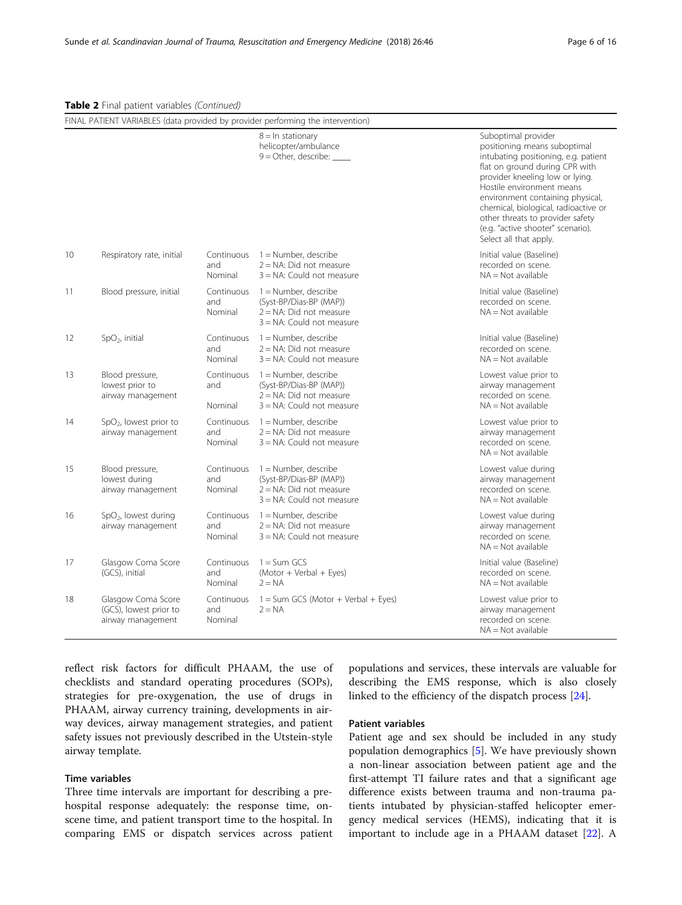**Table 2** Final patient variables *(Continued)*

| FINAL PATIENT VARIABLES (data provided by provider performing the intervention) | | | | |
|---|---|---|---|---|
| | | | 8 = In stationary helicopter/ambulance<br>9 = Other, describe: _____ | Suboptimal provider positioning means suboptimal intubating positioning, e.g. patient flat on ground during CPR with provider kneeling low or lying. Hostile environment means environment containing physical, chemical, biological, radioactive or other threats to provider safety (e.g. "active shooter" scenario). Select all that apply. |
| 10 | Respiratory rate, initial | Continuous and Nominal | 1 = Number, describe<br>2 = NA: Did not measure<br>3 = NA: Could not measure | Initial value (Baseline) recorded on scene. NA = Not available |
| 11 | Blood pressure, initial | Continuous and Nominal | 1 = Number, describe (Syst-BP/Dias-BP (MAP))<br>2 = NA: Did not measure<br>3 = NA: Could not measure | Initial value (Baseline) recorded on scene. NA = Not available |
| 12 | $SpO_2$, initial | Continuous and Nominal | 1 = Number, describe<br>2 = NA: Did not measure<br>3 = NA: Could not measure | Initial value (Baseline) recorded on scene. NA = Not available |
| 13 | Blood pressure, lowest prior to airway management | Continuous and Nominal | 1 = Number, describe (Syst-BP/Dias-BP (MAP))<br>2 = NA: Did not measure<br>3 = NA: Could not measure | Lowest value prior to airway management recorded on scene. NA = Not available |
| 14 | $SpO_2$, lowest prior to airway management | Continuous and Nominal | 1 = Number, describe<br>2 = NA: Did not measure<br>3 = NA: Could not measure | Lowest value prior to airway management recorded on scene. NA = Not available |
| 15 | Blood pressure, lowest during airway management | Continuous and Nominal | 1 = Number, describe (Syst-BP/Dias-BP (MAP))<br>2 = NA: Did not measure<br>3 = NA: Could not measure | Lowest value during airway management recorded on scene. NA = Not available |
| 16 | $SpO_2$, lowest during airway management | Continuous and Nominal | 1 = Number, describe<br>2 = NA: Did not measure<br>3 = NA: Could not measure | Lowest value during airway management recorded on scene. NA = Not available |
| 17 | Glasgow Coma Score (GCS), initial | Continuous and Nominal | 1 = Sum GCS (Motor + Verbal + Eyes)<br>2 = NA | Initial value (Baseline) recorded on scene. NA = Not available |
| 18 | Glasgow Coma Score (GCS), lowest prior to airway management | Continuous and Nominal | 1 = Sum GCS (Motor + Verbal + Eyes)<br>2 = NA | Lowest value prior to airway management recorded on scene. NA = Not available |

reflect risk factors for difficult PHAAM, the use of checklists and standard operating procedures (SOPs), strategies for pre-oxygenation, the use of drugs in PHAAM, airway currency training, developments in airway devices, airway management strategies, and patient safety issues not previously described in the Utstein-style airway template.

### Time variables

Three time intervals are important for describing a prehospital response adequately: the response time, on-scene time, and patient transport time to the hospital. In comparing EMS or dispatch services across patient populations and services, these intervals are valuable for describing the EMS response, which is also closely linked to the efficiency of the dispatch process [24].

### Patient variables

Patient age and sex should be included in any study population demographics [5]. We have previously shown a non-linear association between patient age and the first-attempt TI failure rates and that a significant age difference exists between trauma and non-trauma patients intubated by physician-staffed helicopter emergency medical services (HEMS), indicating that it is important to include age in a PHAAM dataset [22]. A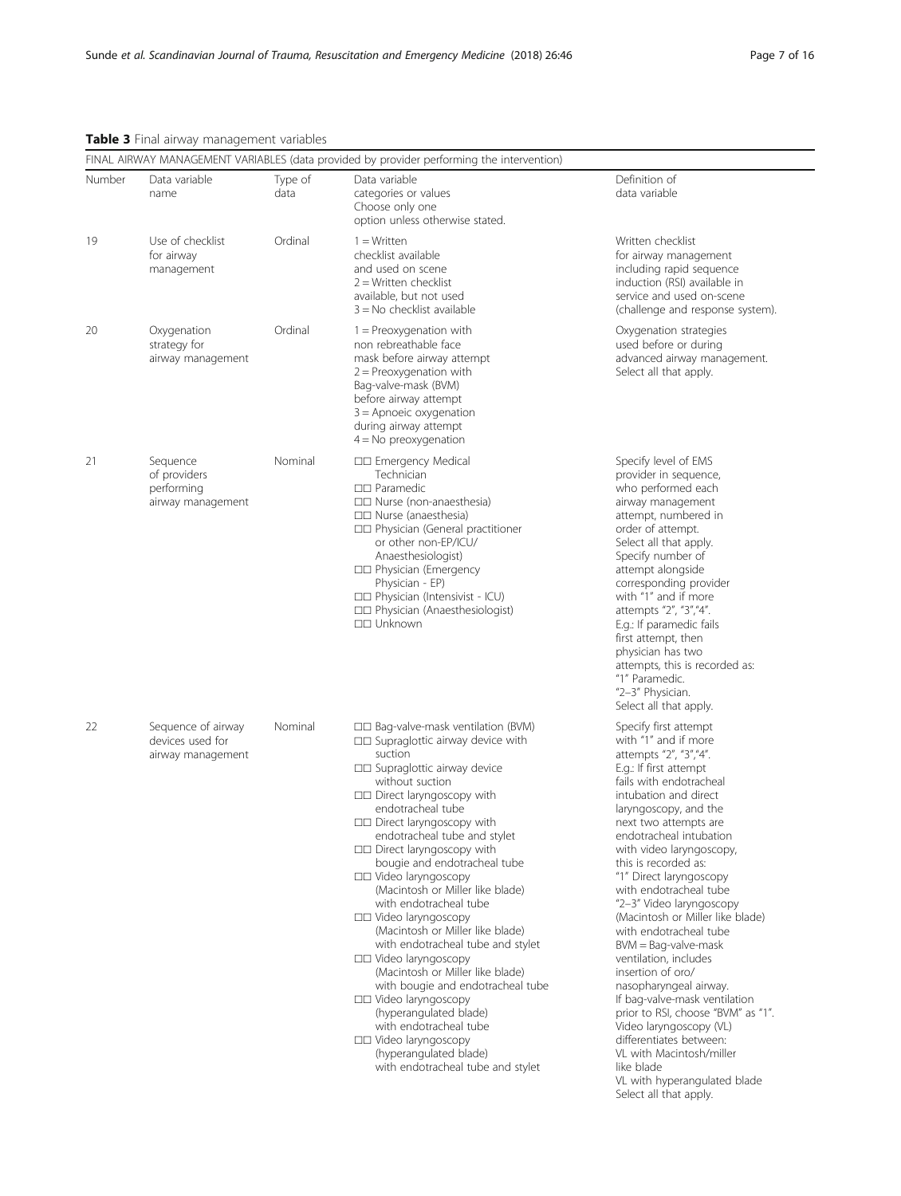**Table 3** Final airway management variables

| FINAL AIRWAY MANAGEMENT VARIABLES (data provided by provider performing the intervention) | | | | |
|---|---|---|---|---|
| Number | Data variable name | Type of data | Data variable categories or values Choose only one option unless otherwise stated. | Definition of data variable |
| 19 | Use of checklist for airway management | Ordinal | 1 = Written checklist available and used on scene<br>2 = Written checklist available, but not used<br>3 = No checklist available | Written checklist for airway management including rapid sequence induction (RSI) available in service and used on-scene (challenge and response system). |
| 20 | Oxygenation strategy for airway management | Ordinal | 1 = Preoxygenation with non rebreathable face mask before airway attempt<br>2 = Preoxygenation with Bag-valve-mask (BVM) before airway attempt<br>3 = Apnoeic oxygenation during airway attempt<br>4 = No preoxygenation | Oxygenation strategies used before or during advanced airway management. Select all that apply. |
| 21 | Sequence of providers performing airway management | Nominal | □□ Emergency Medical Technician<br>□□ Paramedic<br>□□ Nurse (non-anaesthesia)<br>□□ Nurse (anaesthesia)<br>□□ Physician (General practitioner or other non-EP/ICU/ Anaesthesiologist)<br>□□ Physician (Emergency Physician - EP)<br>□□ Physician (Intensivist - ICU)<br>□□ Physician (Anaesthesiologist)<br>□□ Unknown | Specify level of EMS provider in sequence, who performed each airway management attempt, numbered in order of attempt. Select all that apply. Specify number of attempt alongside corresponding provider with "1" and if more attempts "2", "3","4". E.g.: If paramedic fails first attempt, then physician has two attempts, this is recorded as: "1" Paramedic. "2–3" Physician. Select all that apply. |
| 22 | Sequence of airway devices used for airway management | Nominal | □□ Bag-valve-mask ventilation (BVM)<br>□□ Supraglottic airway device with suction<br>□□ Supraglottic airway device without suction<br>□□ Direct laryngoscopy with endotracheal tube<br>□□ Direct laryngoscopy with endotracheal tube and stylet<br>□□ Direct laryngoscopy with bougie and endotracheal tube<br>□□ Video laryngoscopy (Macintosh or Miller like blade) with endotracheal tube<br>□□ Video laryngoscopy (Macintosh or Miller like blade) with endotracheal tube and stylet<br>□□ Video laryngoscopy (Macintosh or Miller like blade) with bougie and endotracheal tube<br>□□ Video laryngoscopy (hyperangulated blade) with endotracheal tube<br>□□ Video laryngoscopy (hyperangulated blade) with endotracheal tube and stylet | Specify first attempt with "1" and if more attempts "2", "3","4". E.g.: If first attempt fails with endotracheal intubation and direct laryngoscopy, and the next two attempts are endotracheal intubation with video laryngoscopy, this is recorded as: "1" Direct laryngoscopy with endotracheal tube "2–3" Video laryngoscopy (Macintosh or Miller like blade) with endotracheal tube BVM = Bag-valve-mask ventilation, includes insertion of oro/ nasopharyngeal airway. If bag-valve-mask ventilation prior to RSI, choose "BVM" as "1". Video laryngoscopy (VL) differentiates between: VL with Macintosh/miller like blade VL with hyperangulated blade Select all that apply. |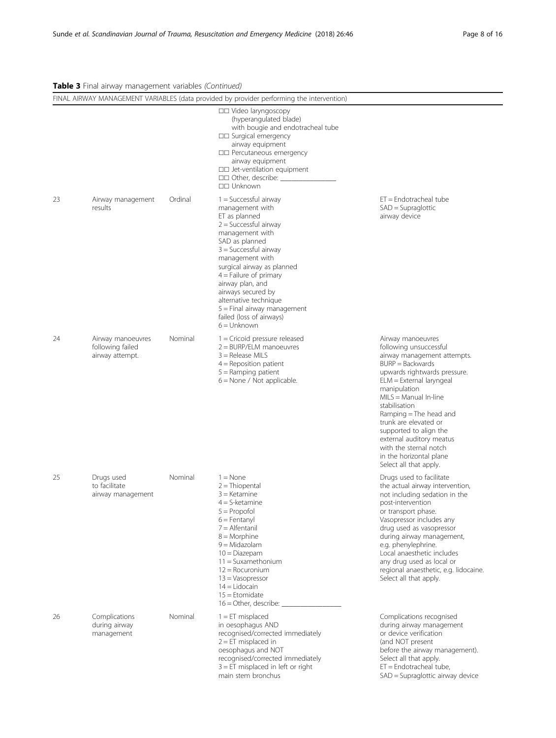**Table 3** Final airway management variables *(Continued)*

| FINAL AIRWAY MANAGEMENT VARIABLES (data provided by provider performing the intervention) | | | | |
|---|---|---|---|---|
| | | | ☐☐ Video laryngoscopy (hyperangulated blade) with bougie and endotracheal tube<br>☐☐ Surgical emergency airway equipment<br>☐☐ Percutaneous emergency airway equipment<br>☐☐ Jet-ventilation equipment<br>☐☐ Other, describe: ________________<br>☐☐ Unknown | |
| 23 | Airway management results | Ordinal | 1 = Successful airway management with ET as planned<br>2 = Successful airway management with SAD as planned<br>3 = Successful airway management with surgical airway as planned<br>4 = Failure of primary airway plan, and airways secured by alternative technique<br>5 = Final airway management failed (loss of airways)<br>6 = Unknown | ET = Endotracheal tube<br>SAD = Supraglottic airway device |
| 24 | Airway manoeuvres following failed airway attempt. | Nominal | 1 = Cricoid pressure released<br>2 = BURP/ELM manoeuvres<br>3 = Release MILS<br>4 = Reposition patient<br>5 = Ramping patient<br>6 = None / Not applicable. | Airway manoeuvres following unsuccessful airway management attempts.<br>BURP = Backwards upwards rightwards pressure.<br>ELM = External laryngeal manipulation<br>MILS = Manual In-line stabilisation<br>Ramping = The head and trunk are elevated or supported to align the external auditory meatus with the sternal notch in the horizontal plane<br>Select all that apply. |
| 25 | Drugs used to facilitate airway management | Nominal | 1 = None<br>2 = Thiopental<br>3 = Ketamine<br>4 = S-ketamine<br>5 = Propofol<br>6 = Fentanyl<br>7 = Alfentanil<br>8 = Morphine<br>9 = Midazolam<br>10 = Diazepam<br>11 = Suxamethonium<br>12 = Rocuronium<br>13 = Vasopressor<br>14 = Lidocain<br>15 = Etomidate<br>16 = Other, describe: ________________ | Drugs used to facilitate the actual airway intervention, not including sedation in the post-intervention or transport phase.<br>Vasopressor includes any drug used as vasopressor during airway management, e.g. phenylephrine.<br>Local anaesthetic includes any drug used as local or regional anaesthetic, e.g. lidocaine.<br>Select all that apply. |
| 26 | Complications during airway management | Nominal | 1 = ET misplaced in oesophagus AND recognised/corrected immediately<br>2 = ET misplaced in oesophagus and NOT recognised/corrected immediately<br>3 = ET misplaced in left or right main stem bronchus | Complications recognised during airway management or device verification (and NOT present before the airway management).<br>Select all that apply.<br>ET = Endotracheal tube,<br>SAD = Supraglottic airway device |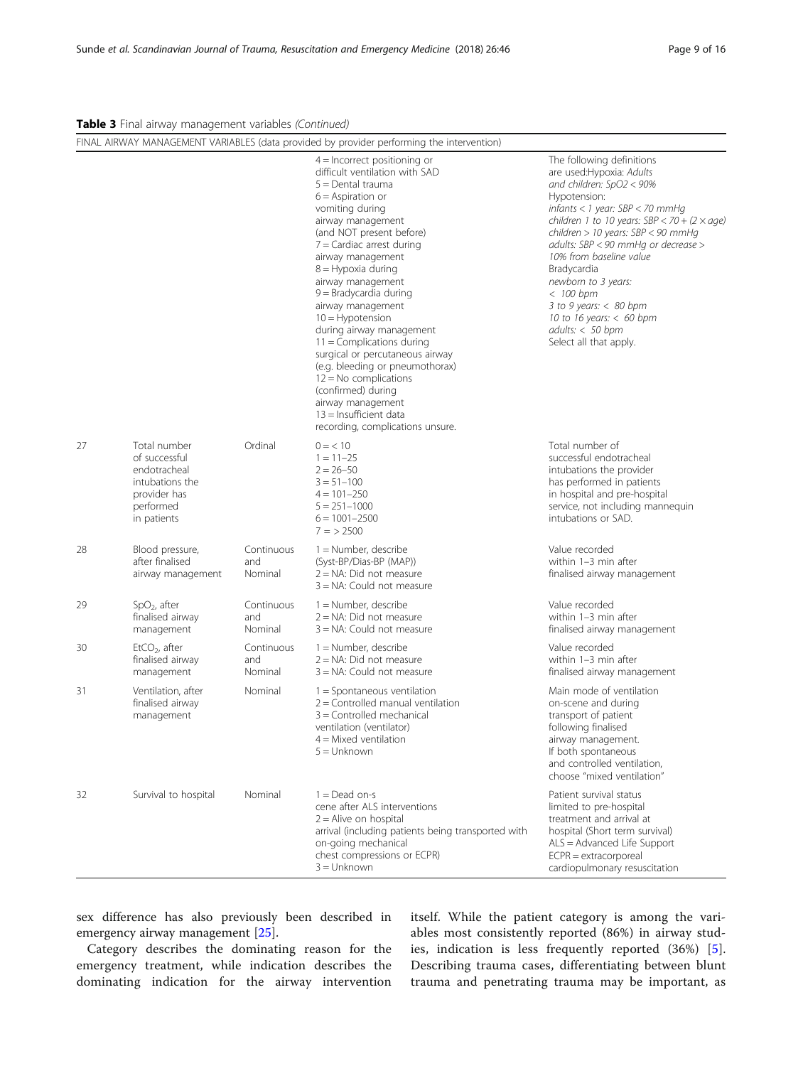**Table 3** Final airway management variables *(Continued)*

| FINAL AIRWAY MANAGEMENT VARIABLES (data provided by provider performing the intervention) | | | | |
|---|---|---|---|---|
| | | | 4 = Incorrect positioning or difficult ventilation with SAD<br>5 = Dental trauma<br>6 = Aspiration or vomiting during airway management (and NOT present before)<br>7 = Cardiac arrest during airway management<br>8 = Hypoxia during airway management<br>9 = Bradycardia during airway management<br>10 = Hypotension during airway management<br>11 = Complications during surgical or percutaneous airway (e.g. bleeding or pneumothorax)<br>12 = No complications (confirmed) during airway management<br>13 = Insufficient data recording, complications unsure. | The following definitions are used:Hypoxia: *Adults and children: SpO2 < 90%*<br>Hypotension:<br>*infants < 1 year: SBP < 70 mmHg*<br>*children 1 to 10 years: SBP < 70 + (2 × age)*<br>*children > 10 years: SBP < 90 mmHg*<br>*adults: SBP < 90 mmHg or decrease > 10% from baseline value*<br>Bradycardia<br>*newborn to 3 years: < 100 bpm*<br>*3 to 9 years: < 80 bpm*<br>*10 to 16 years: < 60 bpm*<br>*adults: < 50 bpm*<br>Select all that apply. |
| 27 | Total number of successful endotracheal intubations the provider has performed in patients | Ordinal | 0 = < 10<br>1 = 11–25<br>2 = 26–50<br>3 = 51–100<br>4 = 101–250<br>5 = 251–1000<br>6 = 1001–2500<br>7 = > 2500 | Total number of successful endotracheal intubations the provider has performed in patients in hospital and pre-hospital service, not including mannequin intubations or SAD. |
| 28 | Blood pressure, after finalised airway management | Continuous and Nominal | 1 = Number, describe (Syst-BP/Dias-BP (MAP))<br>2 = NA: Did not measure<br>3 = NA: Could not measure | Value recorded within 1–3 min after finalised airway management |
| 29 | $SpO_2$, after finalised airway management | Continuous and Nominal | 1 = Number, describe<br>2 = NA: Did not measure<br>3 = NA: Could not measure | Value recorded within 1–3 min after finalised airway management |
| 30 | $EtCO_2$, after finalised airway management | Continuous and Nominal | 1 = Number, describe<br>2 = NA: Did not measure<br>3 = NA: Could not measure | Value recorded within 1–3 min after finalised airway management |
| 31 | Ventilation, after finalised airway management | Nominal | 1 = Spontaneous ventilation<br>2 = Controlled manual ventilation<br>3 = Controlled mechanical ventilation (ventilator)<br>4 = Mixed ventilation<br>5 = Unknown | Main mode of ventilation on-scene and during transport of patient following finalised airway management. If both spontaneous and controlled ventilation, choose "mixed ventilation" |
| 32 | Survival to hospital | Nominal | 1 = Dead on-scene after ALS interventions<br>2 = Alive on hospital arrival (including patients being transported with on-going mechanical chest compressions or ECPR)<br>3 = Unknown | Patient survival status limited to pre-hospital treatment and arrival at hospital (Short term survival)<br>ALS = Advanced Life Support<br>ECPR = extracorporeal cardiopulmonary resuscitation |

sex difference has also previously been described in emergency airway management [25].

Category describes the dominating reason for the emergency treatment, while indication describes the dominating indication for the airway intervention itself. While the patient category is among the variables most consistently reported (86%) in airway studies, indication is less frequently reported (36%) [5]. Describing trauma cases, differentiating between blunt trauma and penetrating trauma may be important, as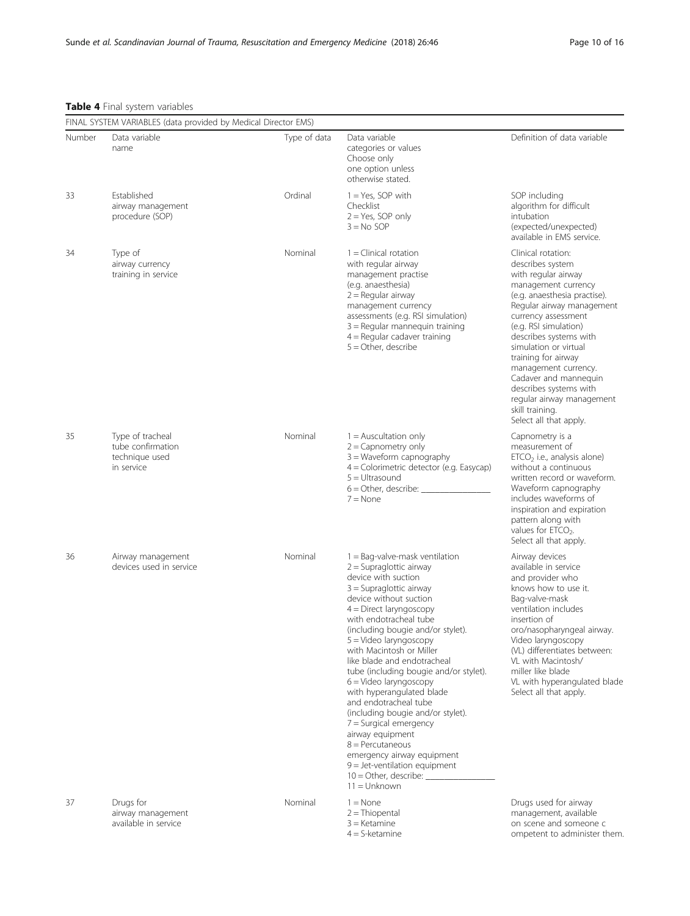**Table 4** Final system variables

| FINAL SYSTEM VARIABLES (data provided by Medical Director EMS) | | | | |
|---|---|---|---|---|
| Number | Data variable name | Type of data | Data variable categories or values Choose only one option unless otherwise stated. | Definition of data variable |
| 33 | Established airway management procedure (SOP) | Ordinal | 1 = Yes, SOP with Checklist<br>2 = Yes, SOP only<br>3 = No SOP | SOP including algorithm for difficult intubation (expected/unexpected) available in EMS service. |
| 34 | Type of airway currency training in service | Nominal | 1 = Clinical rotation with regular airway management practise (e.g. anaesthesia)<br>2 = Regular airway management currency assessments (e.g. RSI simulation)<br>3 = Regular mannequin training<br>4 = Regular cadaver training<br>5 = Other, describe | Clinical rotation: describes system with regular airway management currency (e.g. anaesthesia practise). Regular airway management currency assessment (e.g. RSI simulation) describes systems with simulation or virtual training for airway management currency. Cadaver and mannequin describes systems with regular airway management skill training. Select all that apply. |
| 35 | Type of tracheal tube confirmation technique used in service | Nominal | 1 = Auscultation only<br>2 = Capnometry only<br>3 = Waveform capnography<br>4 = Colorimetric detector (e.g. Easycap)<br>5 = Ultrasound<br>6 = Other, describe: ________________<br>7 = None | Capnometry is a measurement of $ETCO_2$ i.e., analysis alone) without a continuous written record or waveform. Waveform capnography includes waveforms of inspiration and expiration pattern along with values for $ETCO_2$. Select all that apply. |
| 36 | Airway management devices used in service | Nominal | 1 = Bag-valve-mask ventilation<br>2 = Supraglottic airway device with suction<br>3 = Supraglottic airway device without suction<br>4 = Direct laryngoscopy with endotracheal tube (including bougie and/or stylet).<br>5 = Video laryngoscopy with Macintosh or Miller like blade and endotracheal tube (including bougie and/or stylet).<br>6 = Video laryngoscopy with hyperangulated blade and endotracheal tube (including bougie and/or stylet).<br>7 = Surgical emergency airway equipment<br>8 = Percutaneous emergency airway equipment<br>9 = Jet-ventilation equipment<br>10 = Other, describe: ________________<br>11 = Unknown | Airway devices available in service and provider who knows how to use it. Bag-valve-mask ventilation includes insertion of oro/nasopharyngeal airway. Video laryngoscopy (VL) differentiates between: VL with Macintosh/ miller like blade VL with hyperangulated blade Select all that apply. |
| 37 | Drugs for airway management available in service | Nominal | 1 = None<br>2 = Thiopental<br>3 = Ketamine<br>4 = S-ketamine | Drugs used for airway management, available on scene and someone c ompetent to administer them. |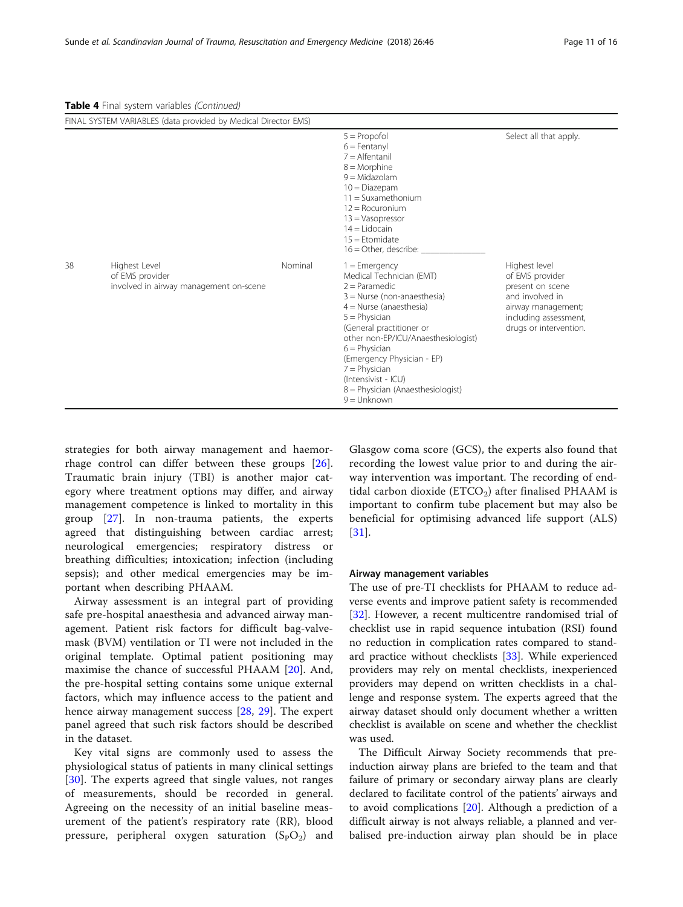**Table 4** Final system variables *(Continued)*

| FINAL SYSTEM VARIABLES (data provided by Medical Director EMS) | | | | |
|---|---|---|---|---|
| | | | 5 = Propofol<br>6 = Fentanyl<br>7 = Alfentanil<br>8 = Morphine<br>9 = Midazolam<br>10 = Diazepam<br>11 = Suxamethonium<br>12 = Rocuronium<br>13 = Vasopressor<br>14 = Lidocain<br>15 = Etomidate<br>16 = Other, describe: _______________ | Select all that apply. |
| 38 | Highest Level of EMS provider involved in airway management on-scene | Nominal | 1 = Emergency Medical Technician (EMT)<br>2 = Paramedic<br>3 = Nurse (non-anaesthesia)<br>4 = Nurse (anaesthesia)<br>5 = Physician (General practitioner or other non-EP/ICU/Anaesthesiologist)<br>6 = Physician (Emergency Physician - EP)<br>7 = Physician (Intensivist - ICU)<br>8 = Physician (Anaesthesiologist)<br>9 = Unknown | Highest level of EMS provider present on scene and involved in airway management; including assessment, drugs or intervention. |

strategies for both airway management and haemorrhage control can differ between these groups [26]. Traumatic brain injury (TBI) is another major category where treatment options may differ, and airway management competence is linked to mortality in this group [27]. In non-trauma patients, the experts agreed that distinguishing between cardiac arrest; neurological emergencies; respiratory distress or breathing difficulties; intoxication; infection (including sepsis); and other medical emergencies may be important when describing PHAAM.

Airway assessment is an integral part of providing safe pre-hospital anaesthesia and advanced airway management. Patient risk factors for difficult bag-valve-mask (BVM) ventilation or TI were not included in the original template. Optimal patient positioning may maximise the chance of successful PHAAM [20]. And, the pre-hospital setting contains some unique external factors, which may influence access to the patient and hence airway management success [28, 29]. The expert panel agreed that such risk factors should be described in the dataset.

Key vital signs are commonly used to assess the physiological status of patients in many clinical settings [30]. The experts agreed that single values, not ranges of measurements, should be recorded in general. Agreeing on the necessity of an initial baseline measurement of the patient's respiratory rate (RR), blood pressure, peripheral oxygen saturation ($S_PO_2$) and Glasgow coma score (GCS), the experts also found that recording the lowest value prior to and during the airway intervention was important. The recording of end-tidal carbon dioxide ($ETCO_2$) after finalised PHAAM is important to confirm tube placement but may also be beneficial for optimising advanced life support (ALS) [31].

### Airway management variables

The use of pre-TI checklists for PHAAM to reduce adverse events and improve patient safety is recommended [32]. However, a recent multicentre randomised trial of checklist use in rapid sequence intubation (RSI) found no reduction in complication rates compared to standard practice without checklists [33]. While experienced providers may rely on mental checklists, inexperienced providers may depend on written checklists in a challenge and response system. The experts agreed that the airway dataset should only document whether a written checklist is available on scene and whether the checklist was used.

The Difficult Airway Society recommends that pre-induction airway plans are briefed to the team and that failure of primary or secondary airway plans are clearly declared to facilitate control of the patients' airways and to avoid complications [20]. Although a prediction of a difficult airway is not always reliable, a planned and verbalised pre-induction airway plan should be in place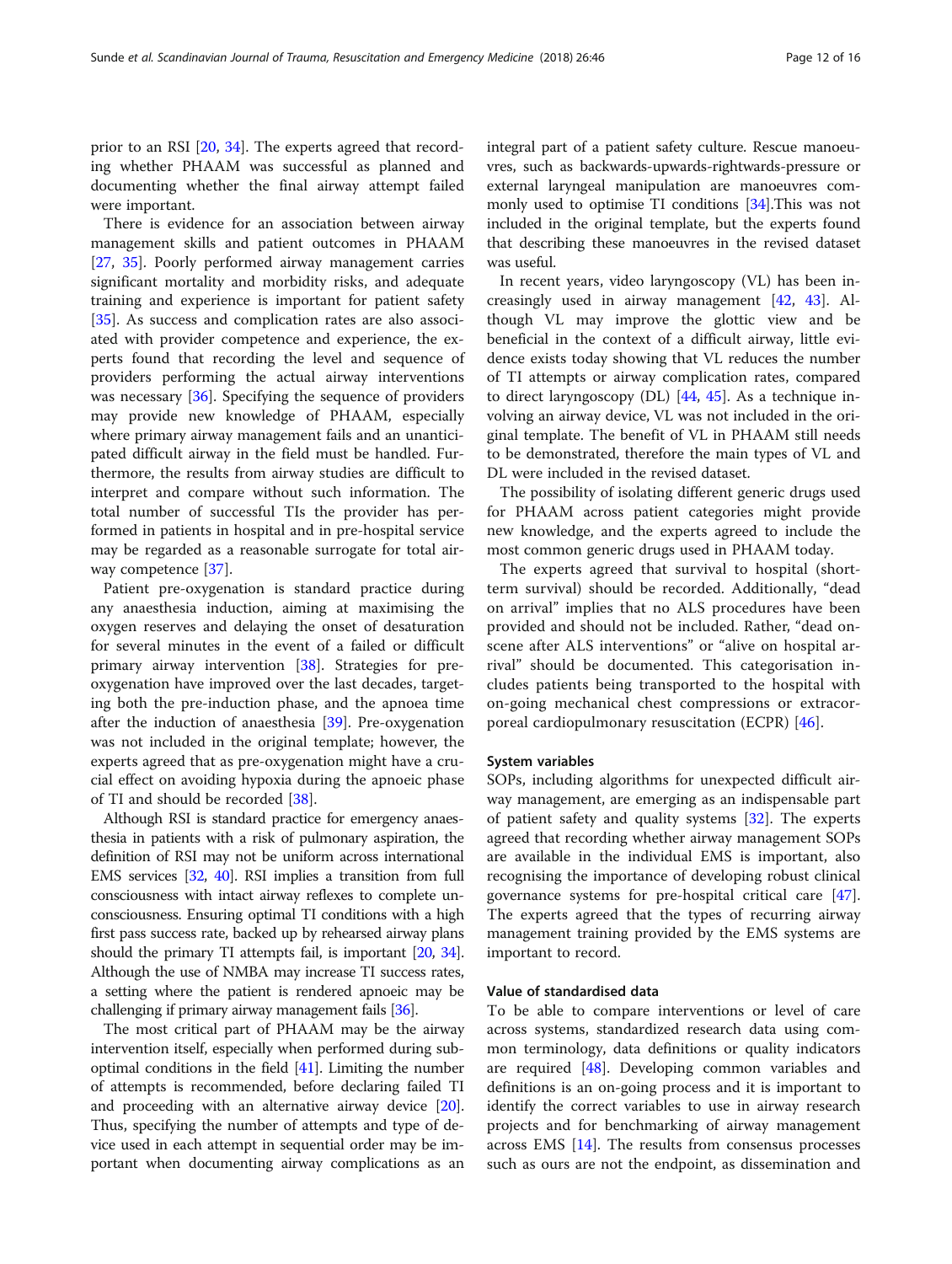prior to an RSI [20, 34]. The experts agreed that recording whether PHAAM was successful as planned and documenting whether the final airway attempt failed were important.

There is evidence for an association between airway management skills and patient outcomes in PHAAM [27, 35]. Poorly performed airway management carries significant mortality and morbidity risks, and adequate training and experience is important for patient safety [35]. As success and complication rates are also associated with provider competence and experience, the experts found that recording the level and sequence of providers performing the actual airway interventions was necessary [36]. Specifying the sequence of providers may provide new knowledge of PHAAM, especially where primary airway management fails and an unanticipated difficult airway in the field must be handled. Furthermore, the results from airway studies are difficult to interpret and compare without such information. The total number of successful TIs the provider has performed in patients in hospital and in pre-hospital service may be regarded as a reasonable surrogate for total airway competence [37].

Patient pre-oxygenation is standard practice during any anaesthesia induction, aiming at maximising the oxygen reserves and delaying the onset of desaturation for several minutes in the event of a failed or difficult primary airway intervention [38]. Strategies for pre-oxygenation have improved over the last decades, targeting both the pre-induction phase, and the apnoea time after the induction of anaesthesia [39]. Pre-oxygenation was not included in the original template; however, the experts agreed that as pre-oxygenation might have a crucial effect on avoiding hypoxia during the apnoeic phase of TI and should be recorded [38].

Although RSI is standard practice for emergency anaesthesia in patients with a risk of pulmonary aspiration, the definition of RSI may not be uniform across international EMS services [32, 40]. RSI implies a transition from full consciousness with intact airway reflexes to complete unconsciousness. Ensuring optimal TI conditions with a high first pass success rate, backed up by rehearsed airway plans should the primary TI attempts fail, is important [20, 34]. Although the use of NMBA may increase TI success rates, a setting where the patient is rendered apnoeic may be challenging if primary airway management fails [36].

The most critical part of PHAAM may be the airway intervention itself, especially when performed during suboptimal conditions in the field [41]. Limiting the number of attempts is recommended, before declaring failed TI and proceeding with an alternative airway device [20]. Thus, specifying the number of attempts and type of device used in each attempt in sequential order may be important when documenting airway complications as an integral part of a patient safety culture. Rescue manoeuvres, such as backwards-upwards-rightwards-pressure or external laryngeal manipulation are manoeuvres commonly used to optimise TI conditions [34].This was not included in the original template, but the experts found that describing these manoeuvres in the revised dataset was useful.

In recent years, video laryngoscopy (VL) has been increasingly used in airway management [42, 43]. Although VL may improve the glottic view and be beneficial in the context of a difficult airway, little evidence exists today showing that VL reduces the number of TI attempts or airway complication rates, compared to direct laryngoscopy (DL) [44, 45]. As a technique involving an airway device, VL was not included in the original template. The benefit of VL in PHAAM still needs to be demonstrated, therefore the main types of VL and DL were included in the revised dataset.

The possibility of isolating different generic drugs used for PHAAM across patient categories might provide new knowledge, and the experts agreed to include the most common generic drugs used in PHAAM today.

The experts agreed that survival to hospital (short-term survival) should be recorded. Additionally, "dead on arrival" implies that no ALS procedures have been provided and should not be included. Rather, "dead on-scene after ALS interventions" or "alive on hospital arrival" should be documented. This categorisation includes patients being transported to the hospital with on-going mechanical chest compressions or extracorporeal cardiopulmonary resuscitation (ECPR) [46].

#### System variables

SOPs, including algorithms for unexpected difficult airway management, are emerging as an indispensable part of patient safety and quality systems [32]. The experts agreed that recording whether airway management SOPs are available in the individual EMS is important, also recognising the importance of developing robust clinical governance systems for pre-hospital critical care [47]. The experts agreed that the types of recurring airway management training provided by the EMS systems are important to record.

### Value of standardised data

To be able to compare interventions or level of care across systems, standardized research data using common terminology, data definitions or quality indicators are required [48]. Developing common variables and definitions is an on-going process and it is important to identify the correct variables to use in airway research projects and for benchmarking of airway management across EMS [14]. The results from consensus processes such as ours are not the endpoint, as dissemination and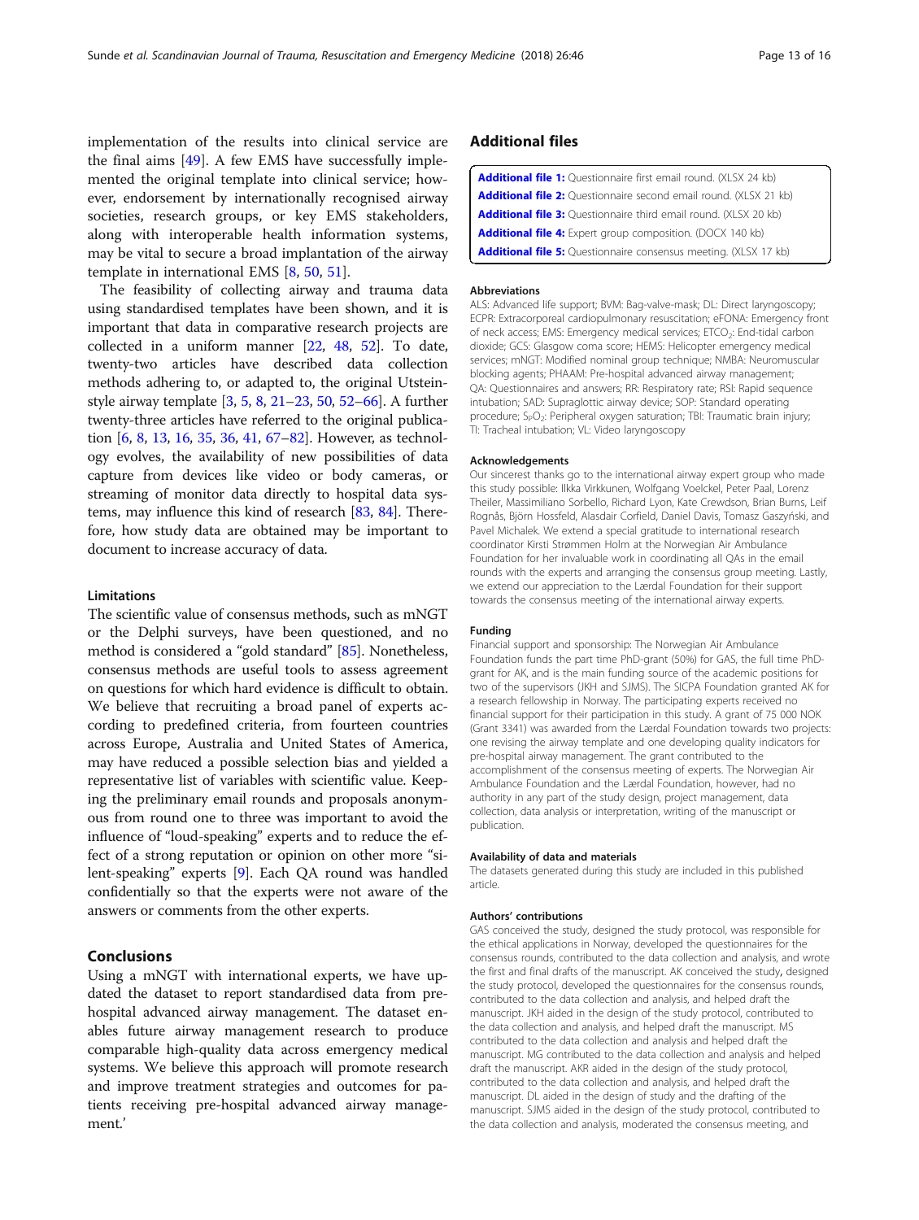implementation of the results into clinical service are the final aims [49]. A few EMS have successfully implemented the original template into clinical service; however, endorsement by internationally recognised airway societies, research groups, or key EMS stakeholders, along with interoperable health information systems, may be vital to secure a broad implantation of the airway template in international EMS [8, 50, 51].

The feasibility of collecting airway and trauma data using standardised templates have been shown, and it is important that data in comparative research projects are collected in a uniform manner [22, 48, 52]. To date, twenty-two articles have described data collection methods adhering to, or adapted to, the original Utstein-style airway template [3, 5, 8, 21–23, 50, 52–66]. A further twenty-three articles have referred to the original publication [6, 8, 13, 16, 35, 36, 41, 67–82]. However, as technology evolves, the availability of new possibilities of data capture from devices like video or body cameras, or streaming of monitor data directly to hospital data systems, may influence this kind of research [83, 84]. Therefore, how study data are obtained may be important to document to increase accuracy of data.

### Limitations

The scientific value of consensus methods, such as mNGT or the Delphi surveys, have been questioned, and no method is considered a "gold standard" [85]. Nonetheless, consensus methods are useful tools to assess agreement on questions for which hard evidence is difficult to obtain. We believe that recruiting a broad panel of experts according to predefined criteria, from fourteen countries across Europe, Australia and United States of America, may have reduced a possible selection bias and yielded a representative list of variables with scientific value. Keeping the preliminary email rounds and proposals anonymous from round one to three was important to avoid the influence of "loud-speaking" experts and to reduce the effect of a strong reputation or opinion on other more "silent-speaking" experts [9]. Each QA round was handled confidentially so that the experts were not aware of the answers or comments from the other experts.

## Conclusions

Using a mNGT with international experts, we have updated the dataset to report standardised data from pre-hospital advanced airway management. The dataset enables future airway management research to produce comparable high-quality data across emergency medical systems. We believe this approach will promote research and improve treatment strategies and outcomes for patients receiving pre-hospital advanced airway management.'

## Additional files

**Additional file 1:** Questionnaire first email round. (XLSX 24 kb)
**Additional file 2:** Questionnaire second email round. (XLSX 21 kb)
**Additional file 3:** Questionnaire third email round. (XLSX 20 kb)
**Additional file 4:** Expert group composition. (DOCX 140 kb)
**Additional file 5:** Questionnaire consensus meeting. (XLSX 17 kb)

#### Abbreviations

ALS: Advanced life support; BVM: Bag-valve-mask; DL: Direct laryngoscopy; ECPR: Extracorporeal cardiopulmonary resuscitation; eFONA: Emergency front of neck access; EMS: Emergency medical services; $ETCO_2$: End-tidal carbon dioxide; GCS: Glasgow coma score; HEMS: Helicopter emergency medical services; mNGT: Modified nominal group technique; NMBA: Neuromuscular blocking agents; PHAAM: Pre-hospital advanced airway management; QA: Questionnaires and answers; RR: Respiratory rate; RSI: Rapid sequence intubation; SAD: Supraglottic airway device; SOP: Standard operating procedure; $S_PO_2$: Peripheral oxygen saturation; TBI: Traumatic brain injury; TI: Tracheal intubation; VL: Video laryngoscopy

#### Acknowledgements

Our sincerest thanks go to the international airway expert group who made this study possible: Ilkka Virkkunen, Wolfgang Voelckel, Peter Paal, Lorenz Theiler, Massimiliano Sorbello, Richard Lyon, Kate Crewdson, Brian Burns, Leif Rognås, Björn Hossfeld, Alasdair Corfield, Daniel Davis, Tomasz Gaszyński, and Pavel Michalek. We extend a special gratitude to international research coordinator Kirsti Strømmen Holm at the Norwegian Air Ambulance Foundation for her invaluable work in coordinating all QAs in the email rounds with the experts and arranging the consensus group meeting. Lastly, we extend our appreciation to the Lærdal Foundation for their support towards the consensus meeting of the international airway experts.

#### Funding

Financial support and sponsorship: The Norwegian Air Ambulance Foundation funds the part time PhD-grant (50%) for GAS, the full time PhD-grant for AK, and is the main funding source of the academic positions for two of the supervisors (JKH and SJMS). The SICPA Foundation granted AK for a research fellowship in Norway. The participating experts received no financial support for their participation in this study. A grant of 75 000 NOK (Grant 3341) was awarded from the Lærdal Foundation towards two projects: one revising the airway template and one developing quality indicators for pre-hospital airway management. The grant contributed to the accomplishment of the consensus meeting of experts. The Norwegian Air Ambulance Foundation and the Lærdal Foundation, however, had no authority in any part of the study design, project management, data collection, data analysis or interpretation, writing of the manuscript or publication.

#### Availability of data and materials

The datasets generated during this study are included in this published article.

#### Authors' contributions

GAS conceived the study, designed the study protocol, was responsible for the ethical applications in Norway, developed the questionnaires for the consensus rounds, contributed to the data collection and analysis, and wrote the first and final drafts of the manuscript. AK conceived the study, designed the study protocol, developed the questionnaires for the consensus rounds, contributed to the data collection and analysis, and helped draft the manuscript. JKH aided in the design of the study protocol, contributed to the data collection and analysis, and helped draft the manuscript. MS contributed to the data collection and analysis and helped draft the manuscript. MG contributed to the data collection and analysis and helped draft the manuscript. AKR aided in the design of the study protocol, contributed to the data collection and analysis, and helped draft the manuscript. DL aided in the design of study and the drafting of the manuscript. SJMS aided in the design of the study protocol, contributed to the data collection and analysis, moderated the consensus meeting, and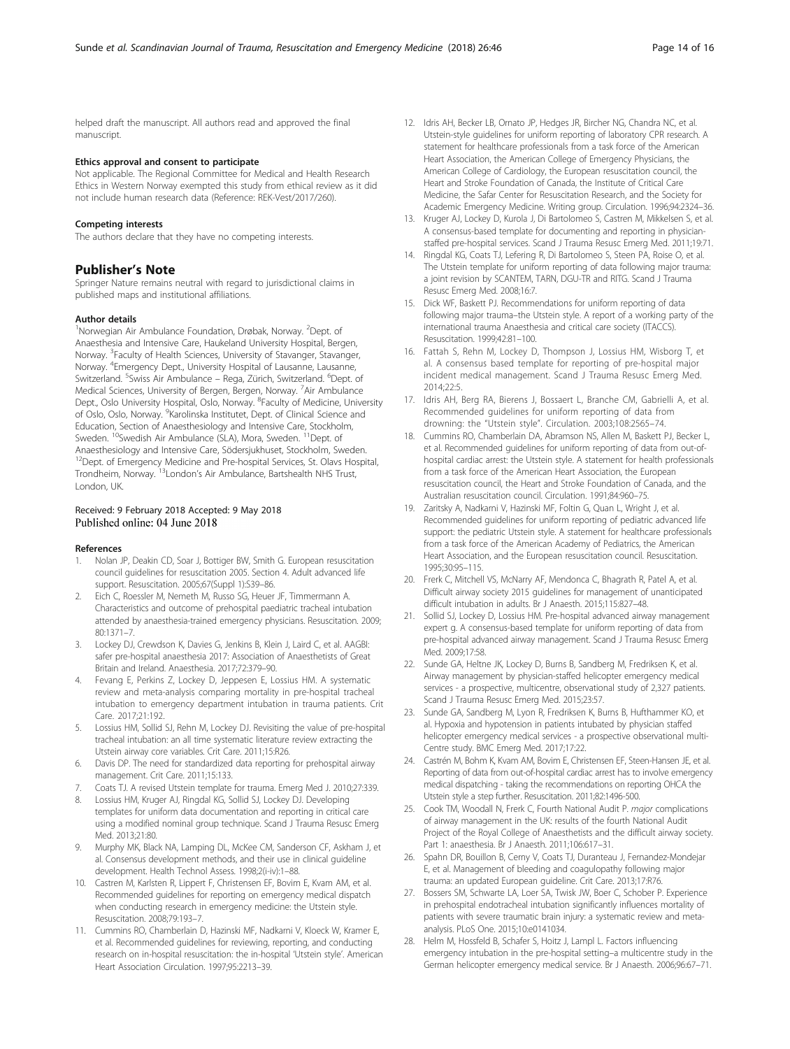helped draft the manuscript. All authors read and approved the final manuscript.

#### Ethics approval and consent to participate

Not applicable. The Regional Committee for Medical and Health Research Ethics in Western Norway exempted this study from ethical review as it did not include human research data (Reference: REK-Vest/2017/260).

#### Competing interests

The authors declare that they have no competing interests.

## Publisher's Note

Springer Nature remains neutral with regard to jurisdictional claims in published maps and institutional affiliations.

#### Author details

[1]Norwegian Air Ambulance Foundation, Drøbak, Norway. [2]Dept. of Anaesthesia and Intensive Care, Haukeland University Hospital, Bergen, Norway. [3]Faculty of Health Sciences, University of Stavanger, Stavanger, Norway. [4]Emergency Dept., University Hospital of Lausanne, Lausanne, Switzerland. [5]Swiss Air Ambulance – Rega, Zürich, Switzerland. [6]Dept. of Medical Sciences, University of Bergen, Bergen, Norway. [7]Air Ambulance Dept., Oslo University Hospital, Oslo, Norway. [8]Faculty of Medicine, University of Oslo, Oslo, Norway. [9]Karolinska Institutet, Dept. of Clinical Science and Education, Section of Anaesthesiology and Intensive Care, Stockholm, Sweden. [10]Swedish Air Ambulance (SLA), Mora, Sweden. [11]Dept. of Anaesthesiology and Intensive Care, Södersjukhuset, Stockholm, Sweden. [12]Dept. of Emergency Medicine and Pre-hospital Services, St. Olavs Hospital, Trondheim, Norway. [13]London's Air Ambulance, Bartshealth NHS Trust, London, UK.

Received: 9 February 2018 Accepted: 9 May 2018
Published online: 04 June 2018

#### References

1. Nolan JP, Deakin CD, Soar J, Bottiger BW, Smith G. European resuscitation council guidelines for resuscitation 2005. Section 4. Adult advanced life support. Resuscitation. 2005;67(Suppl 1):S39–86.
2. Eich C, Roessler M, Nemeth M, Russo SG, Heuer JF, Timmermann A. Characteristics and outcome of prehospital paediatric tracheal intubation attended by anaesthesia-trained emergency physicians. Resuscitation. 2009; 80:1371–7.
3. Lockey DJ, Crewdson K, Davies G, Jenkins B, Klein J, Laird C, et al. AAGBI: safer pre-hospital anaesthesia 2017: Association of Anaesthetists of Great Britain and Ireland. Anaesthesia. 2017;72:379–90.
4. Fevang E, Perkins Z, Lockey D, Jeppesen E, Lossius HM. A systematic review and meta-analysis comparing mortality in pre-hospital tracheal intubation to emergency department intubation in trauma patients. Crit Care. 2017;21:192.
5. Lossius HM, Sollid SJ, Rehn M, Lockey DJ. Revisiting the value of pre-hospital tracheal intubation: an all time systematic literature review extracting the Utstein airway core variables. Crit Care. 2011;15:R26.
6. Davis DP. The need for standardized data reporting for prehospital airway management. Crit Care. 2011;15:133.
7. Coats TJ. A revised Utstein template for trauma. Emerg Med J. 2010;27:339.
8. Lossius HM, Kruger AJ, Ringdal KG, Sollid SJ, Lockey DJ. Developing templates for uniform data documentation and reporting in critical care using a modified nominal group technique. Scand J Trauma Resusc Emerg Med. 2013;21:80.
9. Murphy MK, Black NA, Lamping DL, McKee CM, Sanderson CF, Askham J, et al. Consensus development methods, and their use in clinical guideline development. Health Technol Assess. 1998;2(i-iv):1–88.
10. Castren M, Karlsten R, Lippert F, Christensen EF, Bovim E, Kvam AM, et al. Recommended guidelines for reporting on emergency medical dispatch when conducting research in emergency medicine: the Utstein style. Resuscitation. 2008;79:193–7.
11. Cummins RO, Chamberlain D, Hazinski MF, Nadkarni V, Kloeck W, Kramer E, et al. Recommended guidelines for reviewing, reporting, and conducting research on in-hospital resuscitation: the in-hospital 'Utstein style'. American Heart Association Circulation. 1997;95:2213–39.
12. Idris AH, Becker LB, Ornato JP, Hedges JR, Bircher NG, Chandra NC, et al. Utstein-style guidelines for uniform reporting of laboratory CPR research. A statement for healthcare professionals from a task force of the American Heart Association, the American College of Emergency Physicians, the American College of Cardiology, the European resuscitation council, the Heart and Stroke Foundation of Canada, the Institute of Critical Care Medicine, the Safar Center for Resuscitation Research, and the Society for Academic Emergency Medicine. Writing group. Circulation. 1996;94:2324–36.
13. Kruger AJ, Lockey D, Kurola J, Di Bartolomeo S, Castren M, Mikkelsen S, et al. A consensus-based template for documenting and reporting in physician-staffed pre-hospital services. Scand J Trauma Resusc Emerg Med. 2011;19:71.
14. Ringdal KG, Coats TJ, Lefering R, Di Bartolomeo S, Steen PA, Roise O, et al. The Utstein template for uniform reporting of data following major trauma: a joint revision by SCANTEM, TARN, DGU-TR and RITG. Scand J Trauma Resusc Emerg Med. 2008;16:7.
15. Dick WF, Baskett PJ. Recommendations for uniform reporting of data following major trauma–the Utstein style. A report of a working party of the international trauma Anaesthesia and critical care society (ITACCS). Resuscitation. 1999;42:81–100.
16. Fattah S, Rehn M, Lockey D, Thompson J, Lossius HM, Wisborg T, et al. A consensus based template for reporting of pre-hospital major incident medical management. Scand J Trauma Resusc Emerg Med. 2014;22:5.
17. Idris AH, Berg RA, Bierens J, Bossaert L, Branche CM, Gabrielli A, et al. Recommended guidelines for uniform reporting of data from drowning: the "Utstein style". Circulation. 2003;108:2565–74.
18. Cummins RO, Chamberlain DA, Abramson NS, Allen M, Baskett PJ, Becker L, et al. Recommended guidelines for uniform reporting of data from out-of-hospital cardiac arrest: the Utstein style. A statement for health professionals from a task force of the American Heart Association, the European resuscitation council, the Heart and Stroke Foundation of Canada, and the Australian resuscitation council. Circulation. 1991;84:960–75.
19. Zaritsky A, Nadkarni V, Hazinski MF, Foltin G, Quan L, Wright J, et al. Recommended guidelines for uniform reporting of pediatric advanced life support: the pediatric Utstein style. A statement for healthcare professionals from a task force of the American Academy of Pediatrics, the American Heart Association, and the European resuscitation council. Resuscitation. 1995;30:95–115.
20. Frerk C, Mitchell VS, McNarry AF, Mendonca C, Bhagrath R, Patel A, et al. Difficult airway society 2015 guidelines for management of unanticipated difficult intubation in adults. Br J Anaesth. 2015;115:827–48.
21. Sollid SJ, Lockey D, Lossius HM. Pre-hospital advanced airway management expert g. A consensus-based template for uniform reporting of data from pre-hospital advanced airway management. Scand J Trauma Resusc Emerg Med. 2009;17:58.
22. Sunde GA, Heltne JK, Lockey D, Burns B, Sandberg M, Fredriksen K, et al. Airway management by physician-staffed helicopter emergency medical services - a prospective, multicentre, observational study of 2,327 patients. Scand J Trauma Resusc Emerg Med. 2015;23:57.
23. Sunde GA, Sandberg M, Lyon R, Fredriksen K, Burns B, Hufthammer KO, et al. Hypoxia and hypotension in patients intubated by physician staffed helicopter emergency medical services - a prospective observational multi-Centre study. BMC Emerg Med. 2017;17:22.
24. Castrén M, Bohm K, Kvam AM, Bovim E, Christensen EF, Steen-Hansen JE, et al. Reporting of data from out-of-hospital cardiac arrest has to involve emergency medical dispatching - taking the recommendations on reporting OHCA the Utstein style a step further. Resuscitation. 2011;82:1496-500.
25. Cook TM, Woodall N, Frerk C, Fourth National Audit P. *major* complications of airway management in the UK: results of the fourth National Audit Project of the Royal College of Anaesthetists and the difficult airway society. Part 1: anaesthesia. Br J Anaesth. 2011;106:617–31.
26. Spahn DR, Bouillon B, Cerny V, Coats TJ, Duranteau J, Fernandez-Mondejar E, et al. Management of bleeding and coagulopathy following major trauma: an updated European guideline. Crit Care. 2013;17:R76.
27. Bossers SM, Schwarte LA, Loer SA, Twisk JW, Boer C, Schober P. Experience in prehospital endotracheal intubation significantly influences mortality of patients with severe traumatic brain injury: a systematic review and meta-analysis. PLoS One. 2015;10:e0141034.
28. Helm M, Hossfeld B, Schafer S, Hoitz J, Lampl L. Factors influencing emergency intubation in the pre-hospital setting–a multicentre study in the German helicopter emergency medical service. Br J Anaesth. 2006;96:67–71.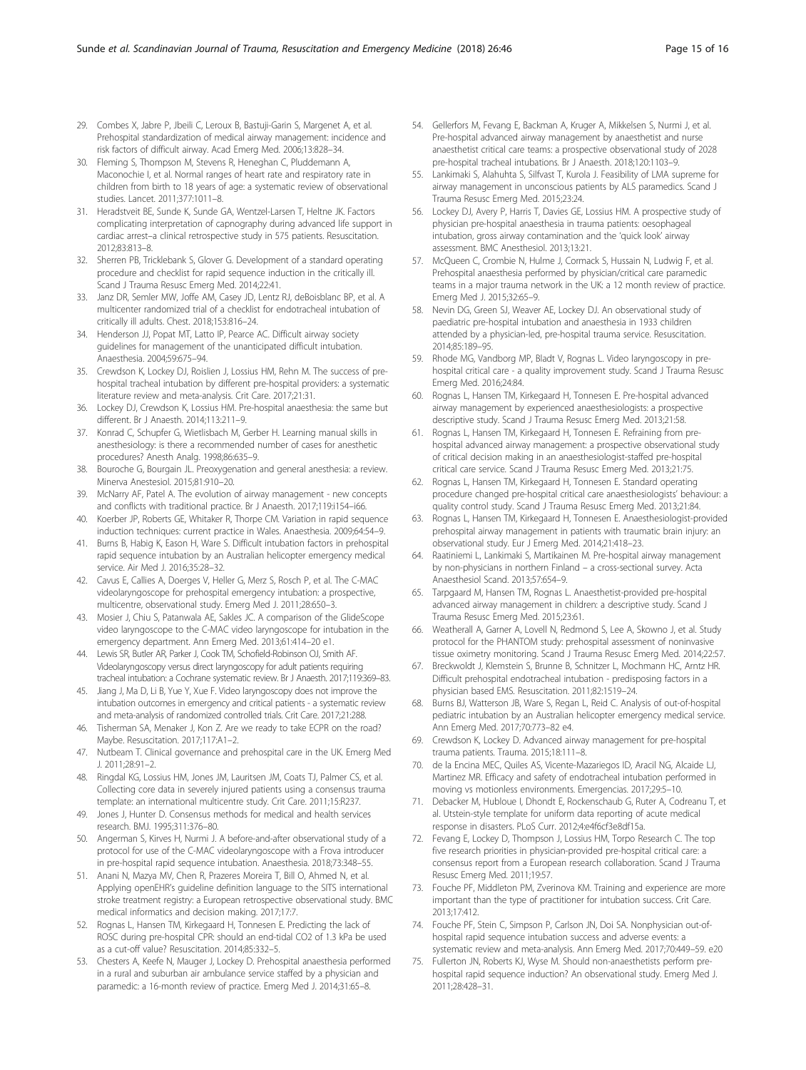29. Combes X, Jabre P, Jbeili C, Leroux B, Bastuji-Garin S, Margenet A, et al. Prehospital standardization of medical airway management: incidence and risk factors of difficult airway. Acad Emerg Med. 2006;13:828–34.
30. Fleming S, Thompson M, Stevens R, Heneghan C, Pluddemann A, Maconochie I, et al. Normal ranges of heart rate and respiratory rate in children from birth to 18 years of age: a systematic review of observational studies. Lancet. 2011;377:1011–8.
31. Heradstveit BE, Sunde K, Sunde GA, Wentzel-Larsen T, Heltne JK. Factors complicating interpretation of capnography during advanced life support in cardiac arrest–a clinical retrospective study in 575 patients. Resuscitation. 2012;83:813–8.
32. Sherren PB, Tricklebank S, Glover G. Development of a standard operating procedure and checklist for rapid sequence induction in the critically ill. Scand J Trauma Resusc Emerg Med. 2014;22:41.
33. Janz DR, Semler MW, Joffe AM, Casey JD, Lentz RJ, deBoisblanc BP, et al. A multicenter randomized trial of a checklist for endotracheal intubation of critically ill adults. Chest. 2018;153:816–24.
34. Henderson JJ, Popat MT, Latto IP, Pearce AC. Difficult airway society guidelines for management of the unanticipated difficult intubation. Anaesthesia. 2004;59:675–94.
35. Crewdson K, Lockey DJ, Roislien J, Lossius HM, Rehn M. The success of pre-hospital tracheal intubation by different pre-hospital providers: a systematic literature review and meta-analysis. Crit Care. 2017;21:31.
36. Lockey DJ, Crewdson K, Lossius HM. Pre-hospital anaesthesia: the same but different. Br J Anaesth. 2014;113:211–9.
37. Konrad C, Schupfer G, Wietlisbach M, Gerber H. Learning manual skills in anesthesiology: is there a recommended number of cases for anesthetic procedures? Anesth Analg. 1998;86:635–9.
38. Bouroche G, Bourgain JL. Preoxygenation and general anesthesia: a review. Minerva Anestesiol. 2015;81:910–20.
39. McNarry AF, Patel A. The evolution of airway management - new concepts and conflicts with traditional practice. Br J Anaesth. 2017;119:i154–i66.
40. Koerber JP, Roberts GE, Whitaker R, Thorpe CM. Variation in rapid sequence induction techniques: current practice in Wales. Anaesthesia. 2009;64:54–9.
41. Burns B, Habig K, Eason H, Ware S. Difficult intubation factors in prehospital rapid sequence intubation by an Australian helicopter emergency medical service. Air Med J. 2016;35:28–32.
42. Cavus E, Callies A, Doerges V, Heller G, Merz S, Rosch P, et al. The C-MAC videolaryngoscope for prehospital emergency intubation: a prospective, multicentre, observational study. Emerg Med J. 2011;28:650–3.
43. Mosier J, Chiu S, Patanwala AE, Sakles JC. A comparison of the GlideScope video laryngoscope to the C-MAC video laryngoscope for intubation in the emergency department. Ann Emerg Med. 2013;61:414–20 e1.
44. Lewis SR, Butler AR, Parker J, Cook TM, Schofield-Robinson OJ, Smith AF. Videolaryngoscopy versus direct laryngoscopy for adult patients requiring tracheal intubation: a Cochrane systematic review. Br J Anaesth. 2017;119:369–83.
45. Jiang J, Ma D, Li B, Yue Y, Xue F. Video laryngoscopy does not improve the intubation outcomes in emergency and critical patients - a systematic review and meta-analysis of randomized controlled trials. Crit Care. 2017;21:288.
46. Tisherman SA, Menaker J, Kon Z. Are we ready to take ECPR on the road? Maybe. Resuscitation. 2017;117:A1–2.
47. Nutbeam T. Clinical governance and prehospital care in the UK. Emerg Med J. 2011;28:91–2.
48. Ringdal KG, Lossius HM, Jones JM, Lauritsen JM, Coats TJ, Palmer CS, et al. Collecting core data in severely injured patients using a consensus trauma template: an international multicentre study. Crit Care. 2011;15:R237.
49. Jones J, Hunter D. Consensus methods for medical and health services research. BMJ. 1995;311:376–80.
50. Angerman S, Kirves H, Nurmi J. A before-and-after observational study of a protocol for use of the C-MAC videolaryngoscope with a Frova introducer in pre-hospital rapid sequence intubation. Anaesthesia. 2018;73:348–55.
51. Anani N, Mazya MV, Chen R, Prazeres Moreira T, Bill O, Ahmed N, et al. Applying openEHR's guideline definition language to the SITS international stroke treatment registry: a European retrospective observational study. BMC medical informatics and decision making. 2017;17:7.
52. Rognas L, Hansen TM, Kirkegaard H, Tonnesen E. Predicting the lack of ROSC during pre-hospital CPR: should an end-tidal CO2 of 1.3 kPa be used as a cut-off value? Resuscitation. 2014;85:332–5.
53. Chesters A, Keefe N, Mauger J, Lockey D. Prehospital anaesthesia performed in a rural and suburban air ambulance service staffed by a physician and paramedic: a 16-month review of practice. Emerg Med J. 2014;31:65–8.
54. Gellerfors M, Fevang E, Backman A, Kruger A, Mikkelsen S, Nurmi J, et al. Pre-hospital advanced airway management by anaesthetist and nurse anaesthetist critical care teams: a prospective observational study of 2028 pre-hospital tracheal intubations. Br J Anaesth. 2018;120:1103–9.
55. Lankimaki S, Alahuhta S, Silfvast T, Kurola J. Feasibility of LMA supreme for airway management in unconscious patients by ALS paramedics. Scand J Trauma Resusc Emerg Med. 2015;23:24.
56. Lockey DJ, Avery P, Harris T, Davies GE, Lossius HM. A prospective study of physician pre-hospital anaesthesia in trauma patients: oesophageal intubation, gross airway contamination and the 'quick look' airway assessment. BMC Anesthesiol. 2013;13:21.
57. McQueen C, Crombie N, Hulme J, Cormack S, Hussain N, Ludwig F, et al. Prehospital anaesthesia performed by physician/critical care paramedic teams in a major trauma network in the UK: a 12 month review of practice. Emerg Med J. 2015;32:65–9.
58. Nevin DG, Green SJ, Weaver AE, Lockey DJ. An observational study of paediatric pre-hospital intubation and anaesthesia in 1933 children attended by a physician-led, pre-hospital trauma service. Resuscitation. 2014;85:189–95.
59. Rhode MG, Vandborg MP, Bladt V, Rognas L. Video laryngoscopy in pre-hospital critical care - a quality improvement study. Scand J Trauma Resusc Emerg Med. 2016;24:84.
60. Rognas L, Hansen TM, Kirkegaard H, Tonnesen E. Pre-hospital advanced airway management by experienced anaesthesiologists: a prospective descriptive study. Scand J Trauma Resusc Emerg Med. 2013;21:58.
61. Rognas L, Hansen TM, Kirkegaard H, Tonnesen E. Refraining from pre-hospital advanced airway management: a prospective observational study of critical decision making in an anaesthesiologist-staffed pre-hospital critical care service. Scand J Trauma Resusc Emerg Med. 2013;21:75.
62. Rognas L, Hansen TM, Kirkegaard H, Tonnesen E. Standard operating procedure changed pre-hospital critical care anaesthesiologists' behaviour: a quality control study. Scand J Trauma Resusc Emerg Med. 2013;21:84.
63. Rognas L, Hansen TM, Kirkegaard H, Tonnesen E. Anaesthesiologist-provided prehospital airway management in patients with traumatic brain injury: an observational study. Eur J Emerg Med. 2014;21:418–23.
64. Raatiniemi L, Lankimaki S, Martikainen M. Pre-hospital airway management by non-physicians in northern Finland – a cross-sectional survey. Acta Anaesthesiol Scand. 2013;57:654–9.
65. Tarpgaard M, Hansen TM, Rognas L. Anaesthetist-provided pre-hospital advanced airway management in children: a descriptive study. Scand J Trauma Resusc Emerg Med. 2015;23:61.
66. Weatherall A, Garner A, Lovell N, Redmond S, Lee A, Skowno J, et al. Study protocol for the PHANTOM study: prehospital assessment of noninvasive tissue oximetry monitoring. Scand J Trauma Resusc Emerg Med. 2014;22:57.
67. Breckwoldt J, Klemstein S, Brunne B, Schnitzer L, Mochmann HC, Arntz HR. Difficult prehospital endotracheal intubation - predisposing factors in a physician based EMS. Resuscitation. 2011;82:1519–24.
68. Burns BJ, Watterson JB, Ware S, Regan L, Reid C. Analysis of out-of-hospital pediatric intubation by an Australian helicopter emergency medical service. Ann Emerg Med. 2017;70:773–82 e4.
69. Crewdson K, Lockey D. Advanced airway management for pre-hospital trauma patients. Trauma. 2015;18:111–8.
70. de la Encina MEC, Quiles AS, Vicente-Mazariegos ID, Aracil NG, Alcaide LJ, Martinez MR. Efficacy and safety of endotracheal intubation performed in moving vs motionless environments. Emergencias. 2017;29:5–10.
71. Debacker M, Hubloue I, Dhondt E, Rockenschaub G, Ruter A, Codreanu T, et al. Utstein-style template for uniform data reporting of acute medical response in disasters. PLoS Curr. 2012;4:e4f6cf3e8df15a.
72. Fevang E, Lockey D, Thompson J, Lossius HM, Torpo Research C. The top five research priorities in physician-provided pre-hospital critical care: a consensus report from a European research collaboration. Scand J Trauma Resusc Emerg Med. 2011;19:57.
73. Fouche PF, Middleton PM, Zverinova KM. Training and experience are more important than the type of practitioner for intubation success. Crit Care. 2013;17:412.
74. Fouche PF, Stein C, Simpson P, Carlson JN, Doi SA. Nonphysician out-of-hospital rapid sequence intubation success and adverse events: a systematic review and meta-analysis. Ann Emerg Med. 2017;70:449–59. e20
75. Fullerton JN, Roberts KJ, Wyse M. Should non-anaesthetists perform pre-hospital rapid sequence induction? An observational study. Emerg Med J. 2011;28:428–31.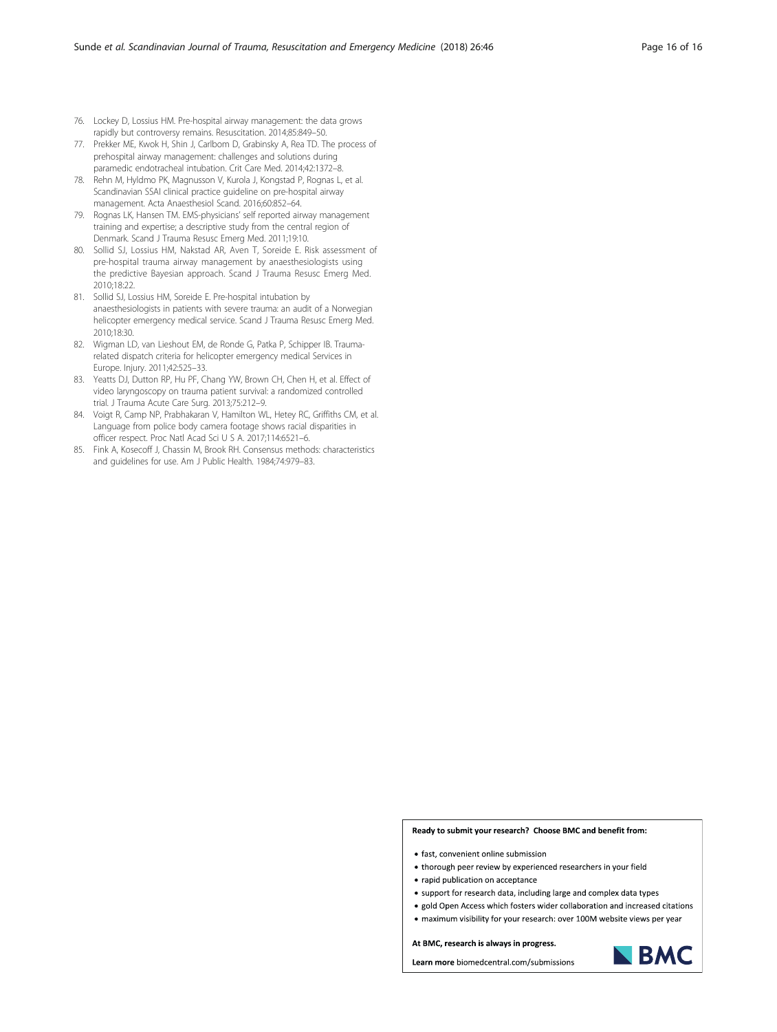76. Lockey D, Lossius HM. Pre-hospital airway management: the data grows rapidly but controversy remains. Resuscitation. 2014;85:849–50.
77. Prekker ME, Kwok H, Shin J, Carlbom D, Grabinsky A, Rea TD. The process of prehospital airway management: challenges and solutions during paramedic endotracheal intubation. Crit Care Med. 2014;42:1372–8.
78. Rehn M, Hyldmo PK, Magnusson V, Kurola J, Kongstad P, Rognas L, et al. Scandinavian SSAI clinical practice guideline on pre-hospital airway management. Acta Anaesthesiol Scand. 2016;60:852–64.
79. Rognas LK, Hansen TM. EMS-physicians' self reported airway management training and expertise; a descriptive study from the central region of Denmark. Scand J Trauma Resusc Emerg Med. 2011;19:10.
80. Sollid SJ, Lossius HM, Nakstad AR, Aven T, Soreide E. Risk assessment of pre-hospital trauma airway management by anaesthesiologists using the predictive Bayesian approach. Scand J Trauma Resusc Emerg Med. 2010;18:22.
81. Sollid SJ, Lossius HM, Soreide E. Pre-hospital intubation by anaesthesiologists in patients with severe trauma: an audit of a Norwegian helicopter emergency medical service. Scand J Trauma Resusc Emerg Med. 2010;18:30.
82. Wigman LD, van Lieshout EM, de Ronde G, Patka P, Schipper IB. Trauma-related dispatch criteria for helicopter emergency medical Services in Europe. Injury. 2011;42:525–33.
83. Yeatts DJ, Dutton RP, Hu PF, Chang YW, Brown CH, Chen H, et al. Effect of video laryngoscopy on trauma patient survival: a randomized controlled trial. J Trauma Acute Care Surg. 2013;75:212–9.
84. Voigt R, Camp NP, Prabhakaran V, Hamilton WL, Hetey RC, Griffiths CM, et al. Language from police body camera footage shows racial disparities in officer respect. Proc Natl Acad Sci U S A. 2017;114:6521–6.
85. Fink A, Kosecoff J, Chassin M, Brook RH. Consensus methods: characteristics and guidelines for use. Am J Public Health. 1984;74:979–83.

**Ready to submit your research? Choose BMC and benefit from:**

- fast, convenient online submission
- thorough peer review by experienced researchers in your field
- rapid publication on acceptance
- support for research data, including large and complex data types
- gold Open Access which fosters wider collaboration and increased citations
- maximum visibility for your research: over 100M website views per year

**At BMC, research is always in progress.**

**Learn more** biomedcentral.com/submissions

BMC